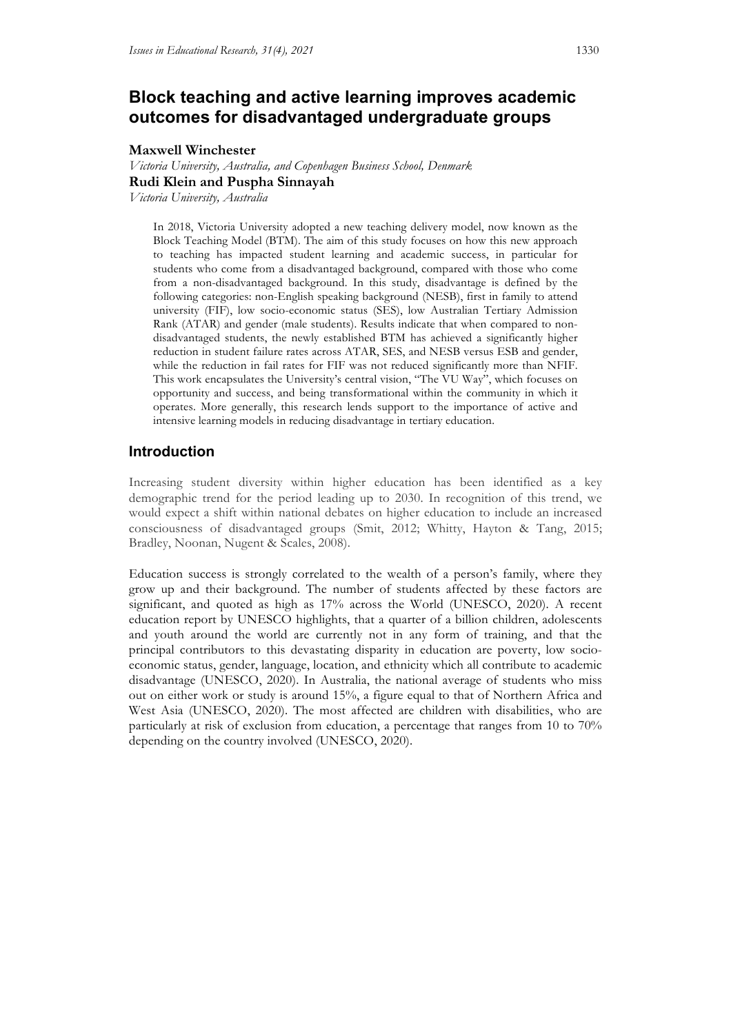# Block teaching and active learning improves academic outcomes for disadvantaged undergraduate groups

**Maxwell Winchester**
*Victoria University, Australia, and Copenhagen Business School, Denmark*
**Rudi Klein and Puspha Sinnayah**
*Victoria University, Australia*

> In 2018, Victoria University adopted a new teaching delivery model, now known as the Block Teaching Model (BTM). The aim of this study focuses on how this new approach to teaching has impacted student learning and academic success, in particular for students who come from a disadvantaged background, compared with those who come from a non-disadvantaged background. In this study, disadvantage is defined by the following categories: non-English speaking background (NESB), first in family to attend university (FIF), low socio-economic status (SES), low Australian Tertiary Admission Rank (ATAR) and gender (male students). Results indicate that when compared to non-disadvantaged students, the newly established BTM has achieved a significantly higher reduction in student failure rates across ATAR, SES, and NESB versus ESB and gender, while the reduction in fail rates for FIF was not reduced significantly more than NFIF. This work encapsulates the University's central vision, "The VU Way", which focuses on opportunity and success, and being transformational within the community in which it operates. More generally, this research lends support to the importance of active and intensive learning models in reducing disadvantage in tertiary education.

## Introduction

Increasing student diversity within higher education has been identified as a key demographic trend for the period leading up to 2030. In recognition of this trend, we would expect a shift within national debates on higher education to include an increased consciousness of disadvantaged groups (Smit, 2012; Whitty, Hayton & Tang, 2015; Bradley, Noonan, Nugent & Scales, 2008).

Education success is strongly correlated to the wealth of a person's family, where they grow up and their background. The number of students affected by these factors are significant, and quoted as high as 17% across the World (UNESCO, 2020). A recent education report by UNESCO highlights, that a quarter of a billion children, adolescents and youth around the world are currently not in any form of training, and that the principal contributors to this devastating disparity in education are poverty, low socio-economic status, gender, language, location, and ethnicity which all contribute to academic disadvantage (UNESCO, 2020). In Australia, the national average of students who miss out on either work or study is around 15%, a figure equal to that of Northern Africa and West Asia (UNESCO, 2020). The most affected are children with disabilities, who are particularly at risk of exclusion from education, a percentage that ranges from 10 to 70% depending on the country involved (UNESCO, 2020).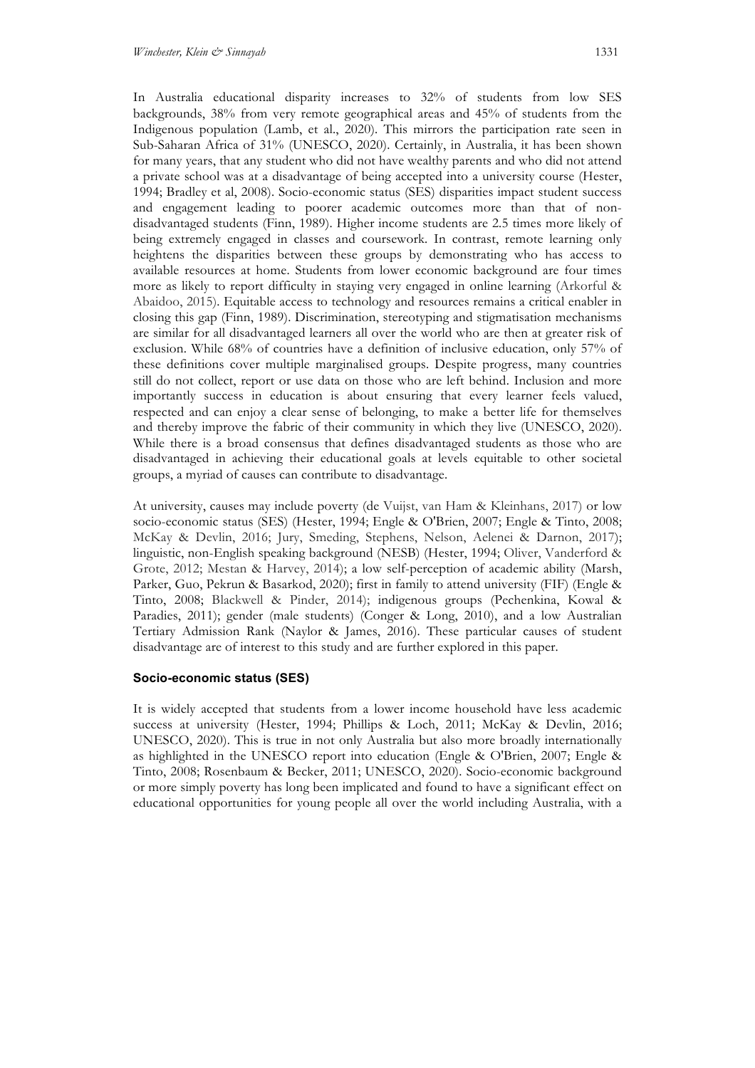In Australia educational disparity increases to 32% of students from low SES backgrounds, 38% from very remote geographical areas and 45% of students from the Indigenous population (Lamb, et al., 2020). This mirrors the participation rate seen in Sub-Saharan Africa of 31% (UNESCO, 2020). Certainly, in Australia, it has been shown for many years, that any student who did not have wealthy parents and who did not attend a private school was at a disadvantage of being accepted into a university course (Hester, 1994; Bradley et al, 2008). Socio-economic status (SES) disparities impact student success and engagement leading to poorer academic outcomes more than that of non-disadvantaged students (Finn, 1989). Higher income students are 2.5 times more likely of being extremely engaged in classes and coursework. In contrast, remote learning only heightens the disparities between these groups by demonstrating who has access to available resources at home. Students from lower economic background are four times more as likely to report difficulty in staying very engaged in online learning (Arkorful & Abaidoo, 2015). Equitable access to technology and resources remains a critical enabler in closing this gap (Finn, 1989). Discrimination, stereotyping and stigmatisation mechanisms are similar for all disadvantaged learners all over the world who are then at greater risk of exclusion. While 68% of countries have a definition of inclusive education, only 57% of these definitions cover multiple marginalised groups. Despite progress, many countries still do not collect, report or use data on those who are left behind. Inclusion and more importantly success in education is about ensuring that every learner feels valued, respected and can enjoy a clear sense of belonging, to make a better life for themselves and thereby improve the fabric of their community in which they live (UNESCO, 2020). While there is a broad consensus that defines disadvantaged students as those who are disadvantaged in achieving their educational goals at levels equitable to other societal groups, a myriad of causes can contribute to disadvantage.

At university, causes may include poverty (de Vuijst, van Ham & Kleinhans, 2017) or low socio-economic status (SES) (Hester, 1994; Engle & O'Brien, 2007; Engle & Tinto, 2008; McKay & Devlin, 2016; Jury, Smeding, Stephens, Nelson, Aelenei & Darnon, 2017); linguistic, non-English speaking background (NESB) (Hester, 1994; Oliver, Vanderford & Grote, 2012; Mestan & Harvey, 2014); a low self-perception of academic ability (Marsh, Parker, Guo, Pekrun & Basarkod, 2020); first in family to attend university (FIF) (Engle & Tinto, 2008; Blackwell & Pinder, 2014); indigenous groups (Pechenkina, Kowal & Paradies, 2011); gender (male students) (Conger & Long, 2010), and a low Australian Tertiary Admission Rank (Naylor & James, 2016). These particular causes of student disadvantage are of interest to this study and are further explored in this paper.

### Socio-economic status (SES)

It is widely accepted that students from a lower income household have less academic success at university (Hester, 1994; Phillips & Loch, 2011; McKay & Devlin, 2016; UNESCO, 2020). This is true in not only Australia but also more broadly internationally as highlighted in the UNESCO report into education (Engle & O'Brien, 2007; Engle & Tinto, 2008; Rosenbaum & Becker, 2011; UNESCO, 2020). Socio-economic background or more simply poverty has long been implicated and found to have a significant effect on educational opportunities for young people all over the world including Australia, with a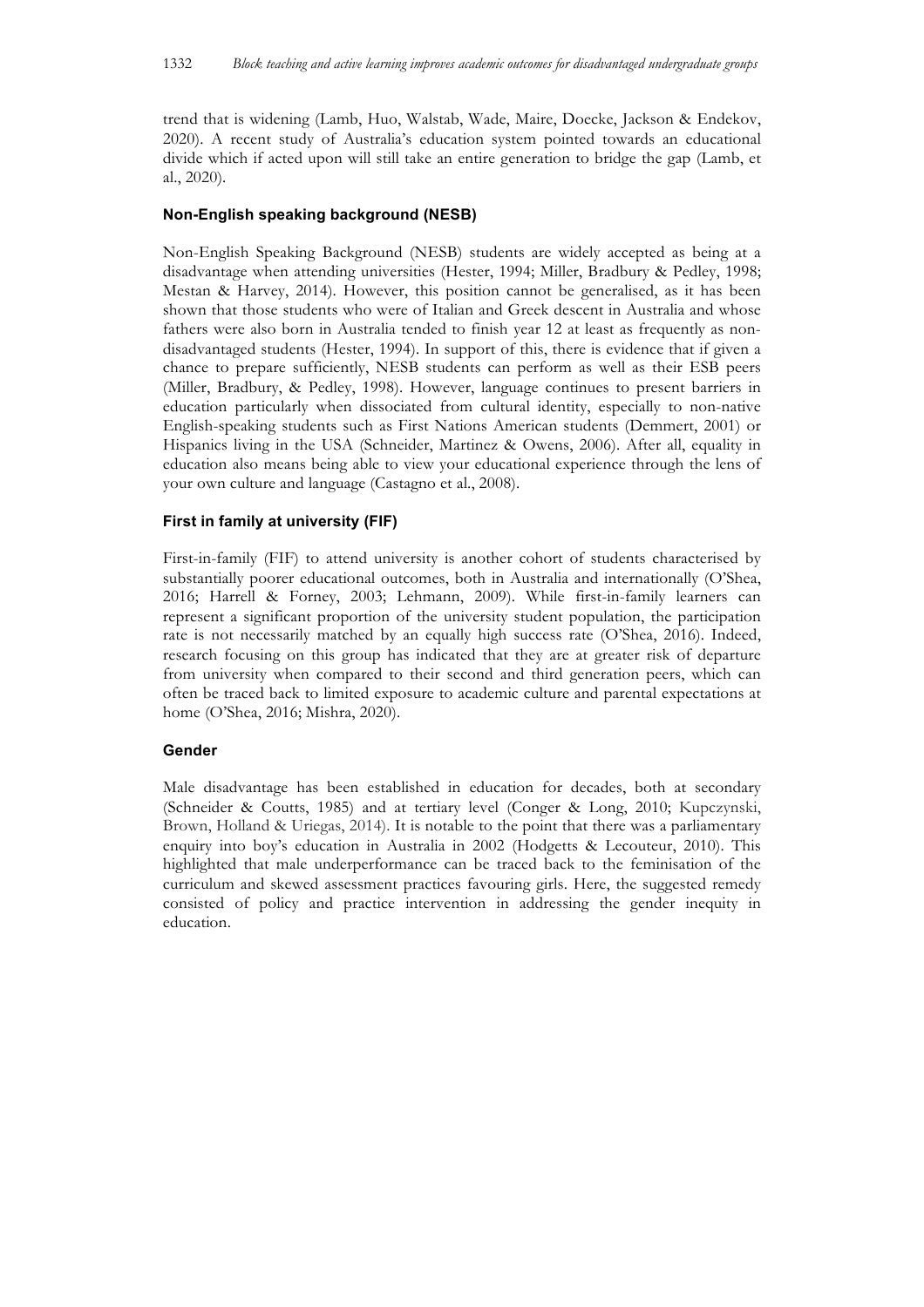trend that is widening (Lamb, Huo, Walstab, Wade, Maire, Doecke, Jackson & Endekov, 2020). A recent study of Australia's education system pointed towards an educational divide which if acted upon will still take an entire generation to bridge the gap (Lamb, et al., 2020).

### Non-English speaking background (NESB)

Non-English Speaking Background (NESB) students are widely accepted as being at a disadvantage when attending universities (Hester, 1994; Miller, Bradbury & Pedley, 1998; Mestan & Harvey, 2014). However, this position cannot be generalised, as it has been shown that those students who were of Italian and Greek descent in Australia and whose fathers were also born in Australia tended to finish year 12 at least as frequently as non-disadvantaged students (Hester, 1994). In support of this, there is evidence that if given a chance to prepare sufficiently, NESB students can perform as well as their ESB peers (Miller, Bradbury, & Pedley, 1998). However, language continues to present barriers in education particularly when dissociated from cultural identity, especially to non-native English-speaking students such as First Nations American students (Demmert, 2001) or Hispanics living in the USA (Schneider, Martinez & Owens, 2006). After all, equality in education also means being able to view your educational experience through the lens of your own culture and language (Castagno et al., 2008).

### First in family at university (FIF)

First-in-family (FIF) to attend university is another cohort of students characterised by substantially poorer educational outcomes, both in Australia and internationally (O'Shea, 2016; Harrell & Forney, 2003; Lehmann, 2009). While first-in-family learners can represent a significant proportion of the university student population, the participation rate is not necessarily matched by an equally high success rate (O'Shea, 2016). Indeed, research focusing on this group has indicated that they are at greater risk of departure from university when compared to their second and third generation peers, which can often be traced back to limited exposure to academic culture and parental expectations at home (O'Shea, 2016; Mishra, 2020).

### Gender

Male disadvantage has been established in education for decades, both at secondary (Schneider & Coutts, 1985) and at tertiary level (Conger & Long, 2010; Kupczynski, Brown, Holland & Uriegas, 2014). It is notable to the point that there was a parliamentary enquiry into boy's education in Australia in 2002 (Hodgetts & Lecouteur, 2010). This highlighted that male underperformance can be traced back to the feminisation of the curriculum and skewed assessment practices favouring girls. Here, the suggested remedy consisted of policy and practice intervention in addressing the gender inequity in education.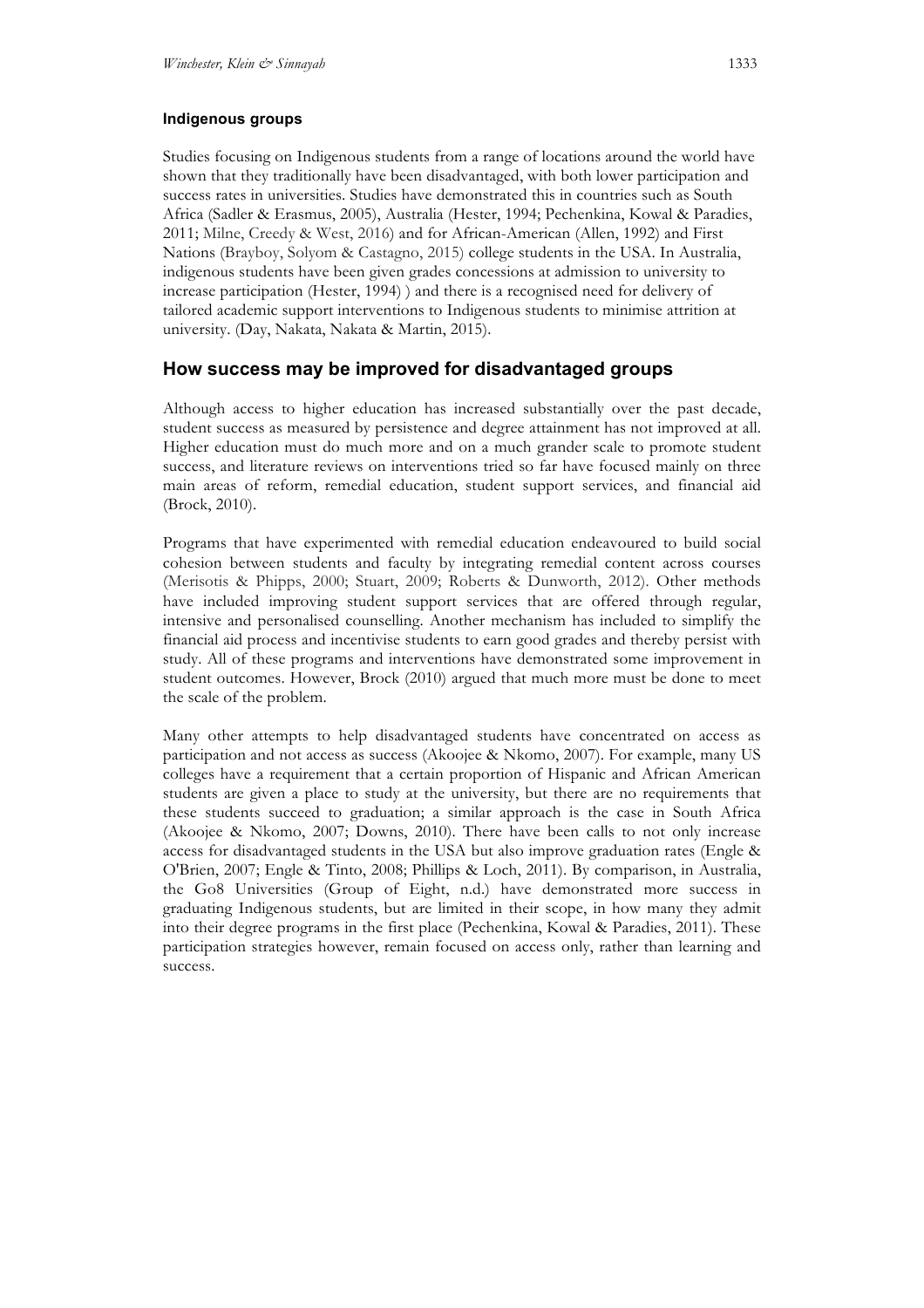### Indigenous groups

Studies focusing on Indigenous students from a range of locations around the world have shown that they traditionally have been disadvantaged, with both lower participation and success rates in universities. Studies have demonstrated this in countries such as South Africa (Sadler & Erasmus, 2005), Australia (Hester, 1994; Pechenkina, Kowal & Paradies, 2011; Milne, Creedy & West, 2016) and for African-American (Allen, 1992) and First Nations (Brayboy, Solyom & Castagno, 2015) college students in the USA. In Australia, indigenous students have been given grades concessions at admission to university to increase participation (Hester, 1994) ) and there is a recognised need for delivery of tailored academic support interventions to Indigenous students to minimise attrition at university. (Day, Nakata, Nakata & Martin, 2015).

## How success may be improved for disadvantaged groups

Although access to higher education has increased substantially over the past decade, student success as measured by persistence and degree attainment has not improved at all. Higher education must do much more and on a much grander scale to promote student success, and literature reviews on interventions tried so far have focused mainly on three main areas of reform, remedial education, student support services, and financial aid (Brock, 2010).

Programs that have experimented with remedial education endeavoured to build social cohesion between students and faculty by integrating remedial content across courses (Merisotis & Phipps, 2000; Stuart, 2009; Roberts & Dunworth, 2012). Other methods have included improving student support services that are offered through regular, intensive and personalised counselling. Another mechanism has included to simplify the financial aid process and incentivise students to earn good grades and thereby persist with study. All of these programs and interventions have demonstrated some improvement in student outcomes. However, Brock (2010) argued that much more must be done to meet the scale of the problem.

Many other attempts to help disadvantaged students have concentrated on access as participation and not access as success (Akoojee & Nkomo, 2007). For example, many US colleges have a requirement that a certain proportion of Hispanic and African American students are given a place to study at the university, but there are no requirements that these students succeed to graduation; a similar approach is the case in South Africa (Akoojee & Nkomo, 2007; Downs, 2010). There have been calls to not only increase access for disadvantaged students in the USA but also improve graduation rates (Engle & O'Brien, 2007; Engle & Tinto, 2008; Phillips & Loch, 2011). By comparison, in Australia, the Go8 Universities (Group of Eight, n.d.) have demonstrated more success in graduating Indigenous students, but are limited in their scope, in how many they admit into their degree programs in the first place (Pechenkina, Kowal & Paradies, 2011). These participation strategies however, remain focused on access only, rather than learning and success.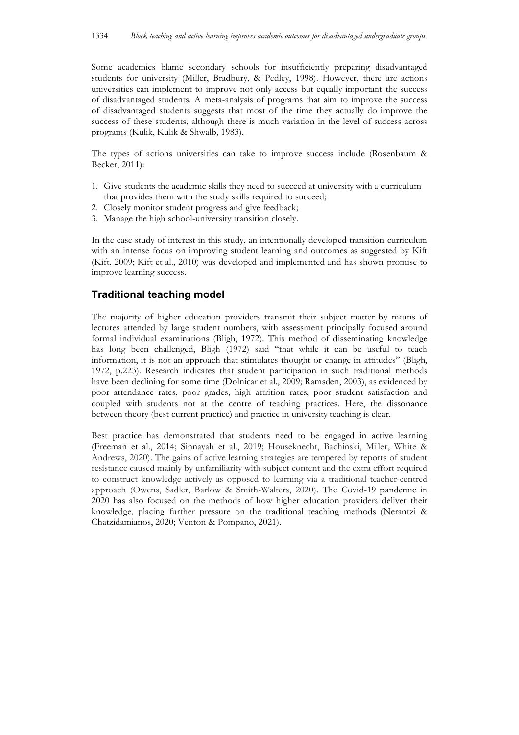Some academics blame secondary schools for insufficiently preparing disadvantaged students for university (Miller, Bradbury, & Pedley, 1998). However, there are actions universities can implement to improve not only access but equally important the success of disadvantaged students. A meta-analysis of programs that aim to improve the success of disadvantaged students suggests that most of the time they actually do improve the success of these students, although there is much variation in the level of success across programs (Kulik, Kulik & Shwalb, 1983).

The types of actions universities can take to improve success include (Rosenbaum & Becker, 2011):

1. Give students the academic skills they need to succeed at university with a curriculum that provides them with the study skills required to succeed;
2. Closely monitor student progress and give feedback;
3. Manage the high school-university transition closely.

In the case study of interest in this study, an intentionally developed transition curriculum with an intense focus on improving student learning and outcomes as suggested by Kift (Kift, 2009; Kift et al., 2010) was developed and implemented and has shown promise to improve learning success.

## Traditional teaching model

The majority of higher education providers transmit their subject matter by means of lectures attended by large student numbers, with assessment principally focused around formal individual examinations (Bligh, 1972). This method of disseminating knowledge has long been challenged, Bligh (1972) said "that while it can be useful to teach information, it is not an approach that stimulates thought or change in attitudes" (Bligh, 1972, p.223). Research indicates that student participation in such traditional methods have been declining for some time (Dolnicar et al., 2009; Ramsden, 2003), as evidenced by poor attendance rates, poor grades, high attrition rates, poor student satisfaction and coupled with students not at the centre of teaching practices. Here, the dissonance between theory (best current practice) and practice in university teaching is clear.

Best practice has demonstrated that students need to be engaged in active learning (Freeman et al., 2014; Sinnayah et al., 2019; Houseknecht, Bachinski, Miller, White & Andrews, 2020). The gains of active learning strategies are tempered by reports of student resistance caused mainly by unfamiliarity with subject content and the extra effort required to construct knowledge actively as opposed to learning via a traditional teacher-centred approach (Owens, Sadler, Barlow & Smith-Walters, 2020). The Covid-19 pandemic in 2020 has also focused on the methods of how higher education providers deliver their knowledge, placing further pressure on the traditional teaching methods (Nerantzi & Chatzidamianos, 2020; Venton & Pompano, 2021).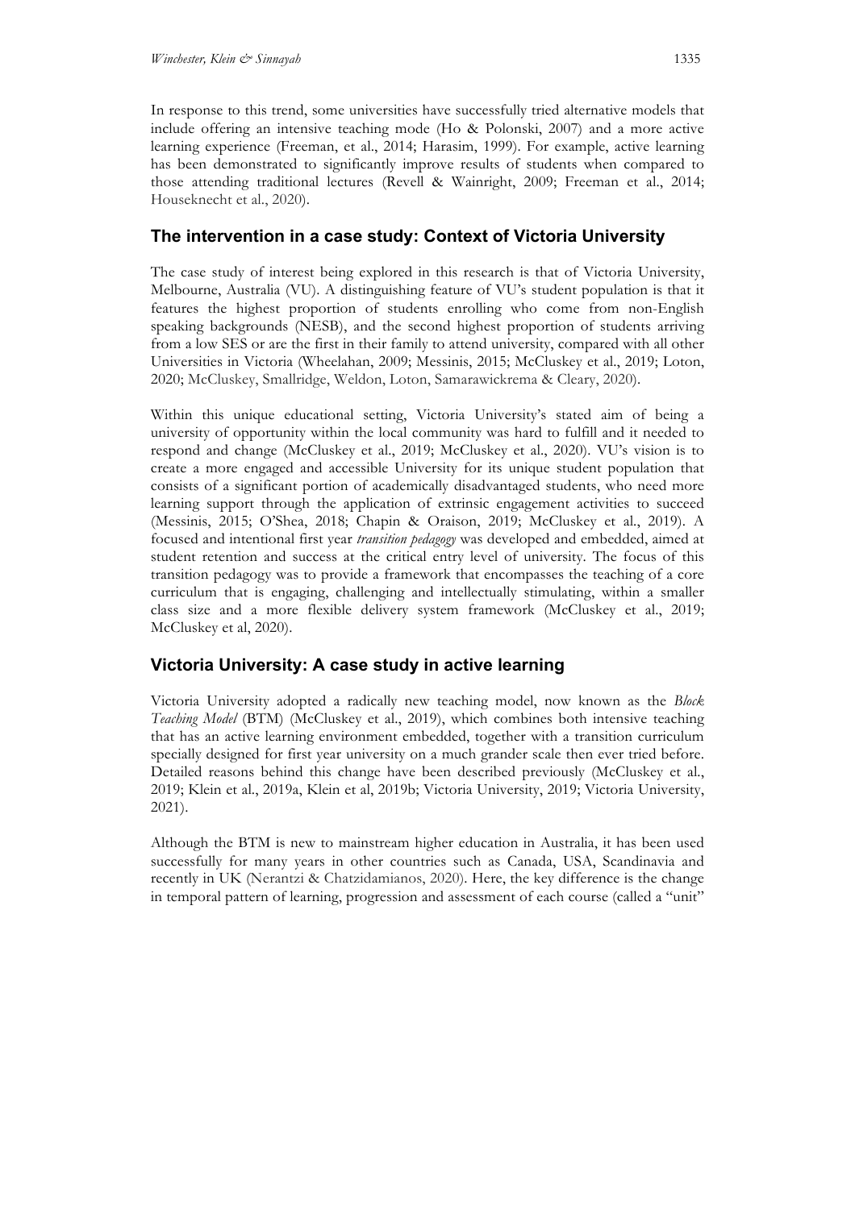In response to this trend, some universities have successfully tried alternative models that include offering an intensive teaching mode (Ho & Polonski, 2007) and a more active learning experience (Freeman, et al., 2014; Harasim, 1999). For example, active learning has been demonstrated to significantly improve results of students when compared to those attending traditional lectures (Revell & Wainright, 2009; Freeman et al., 2014; Houseknecht et al., 2020).

## The intervention in a case study: Context of Victoria University

The case study of interest being explored in this research is that of Victoria University, Melbourne, Australia (VU). A distinguishing feature of VU's student population is that it features the highest proportion of students enrolling who come from non-English speaking backgrounds (NESB), and the second highest proportion of students arriving from a low SES or are the first in their family to attend university, compared with all other Universities in Victoria (Wheelahan, 2009; Messinis, 2015; McCluskey et al., 2019; Loton, 2020; McCluskey, Smallridge, Weldon, Loton, Samarawickrema & Cleary, 2020).

Within this unique educational setting, Victoria University's stated aim of being a university of opportunity within the local community was hard to fulfill and it needed to respond and change (McCluskey et al., 2019; McCluskey et al., 2020). VU's vision is to create a more engaged and accessible University for its unique student population that consists of a significant portion of academically disadvantaged students, who need more learning support through the application of extrinsic engagement activities to succeed (Messinis, 2015; O'Shea, 2018; Chapin & Oraison, 2019; McCluskey et al., 2019). A focused and intentional first year *transition pedagogy* was developed and embedded, aimed at student retention and success at the critical entry level of university. The focus of this transition pedagogy was to provide a framework that encompasses the teaching of a core curriculum that is engaging, challenging and intellectually stimulating, within a smaller class size and a more flexible delivery system framework (McCluskey et al., 2019; McCluskey et al, 2020).

## Victoria University: A case study in active learning

Victoria University adopted a radically new teaching model, now known as the *Block Teaching Model* (BTM) (McCluskey et al., 2019), which combines both intensive teaching that has an active learning environment embedded, together with a transition curriculum specially designed for first year university on a much grander scale then ever tried before. Detailed reasons behind this change have been described previously (McCluskey et al., 2019; Klein et al., 2019a, Klein et al, 2019b; Victoria University, 2019; Victoria University, 2021).

Although the BTM is new to mainstream higher education in Australia, it has been used successfully for many years in other countries such as Canada, USA, Scandinavia and recently in UK (Nerantzi & Chatzidamianos, 2020). Here, the key difference is the change in temporal pattern of learning, progression and assessment of each course (called a "unit"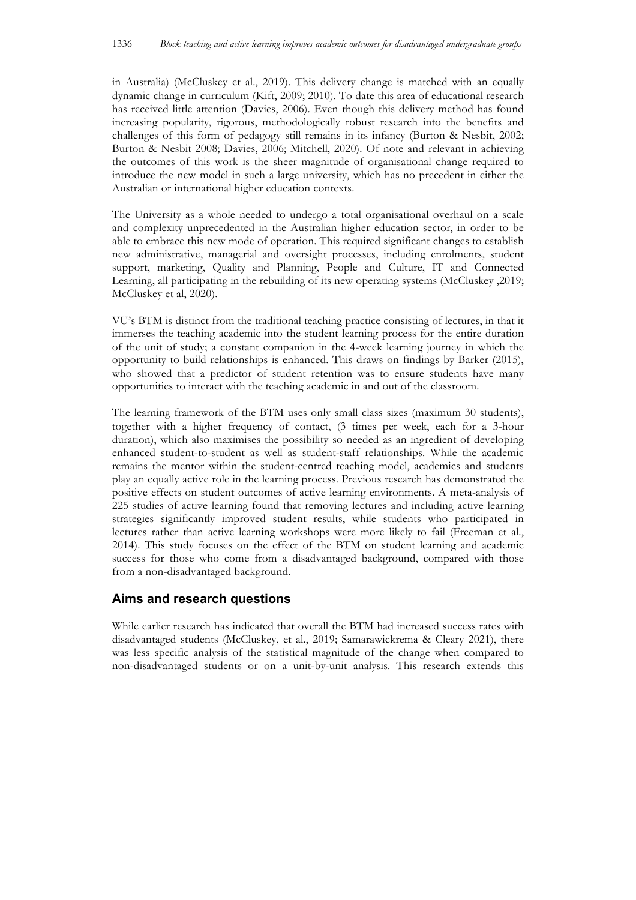in Australia) (McCluskey et al., 2019). This delivery change is matched with an equally dynamic change in curriculum (Kift, 2009; 2010). To date this area of educational research has received little attention (Davies, 2006). Even though this delivery method has found increasing popularity, rigorous, methodologically robust research into the benefits and challenges of this form of pedagogy still remains in its infancy (Burton & Nesbit, 2002; Burton & Nesbit 2008; Davies, 2006; Mitchell, 2020). Of note and relevant in achieving the outcomes of this work is the sheer magnitude of organisational change required to introduce the new model in such a large university, which has no precedent in either the Australian or international higher education contexts.

The University as a whole needed to undergo a total organisational overhaul on a scale and complexity unprecedented in the Australian higher education sector, in order to be able to embrace this new mode of operation. This required significant changes to establish new administrative, managerial and oversight processes, including enrolments, student support, marketing, Quality and Planning, People and Culture, IT and Connected Learning, all participating in the rebuilding of its new operating systems (McCluskey ,2019; McCluskey et al, 2020).

VU's BTM is distinct from the traditional teaching practice consisting of lectures, in that it immerses the teaching academic into the student learning process for the entire duration of the unit of study; a constant companion in the 4-week learning journey in which the opportunity to build relationships is enhanced. This draws on findings by Barker (2015), who showed that a predictor of student retention was to ensure students have many opportunities to interact with the teaching academic in and out of the classroom.

The learning framework of the BTM uses only small class sizes (maximum 30 students), together with a higher frequency of contact, (3 times per week, each for a 3-hour duration), which also maximises the possibility so needed as an ingredient of developing enhanced student-to-student as well as student-staff relationships. While the academic remains the mentor within the student-centred teaching model, academics and students play an equally active role in the learning process. Previous research has demonstrated the positive effects on student outcomes of active learning environments. A meta-analysis of 225 studies of active learning found that removing lectures and including active learning strategies significantly improved student results, while students who participated in lectures rather than active learning workshops were more likely to fail (Freeman et al., 2014). This study focuses on the effect of the BTM on student learning and academic success for those who come from a disadvantaged background, compared with those from a non-disadvantaged background.

## Aims and research questions

While earlier research has indicated that overall the BTM had increased success rates with disadvantaged students (McCluskey, et al., 2019; Samarawickrema & Cleary 2021), there was less specific analysis of the statistical magnitude of the change when compared to non-disadvantaged students or on a unit-by-unit analysis. This research extends this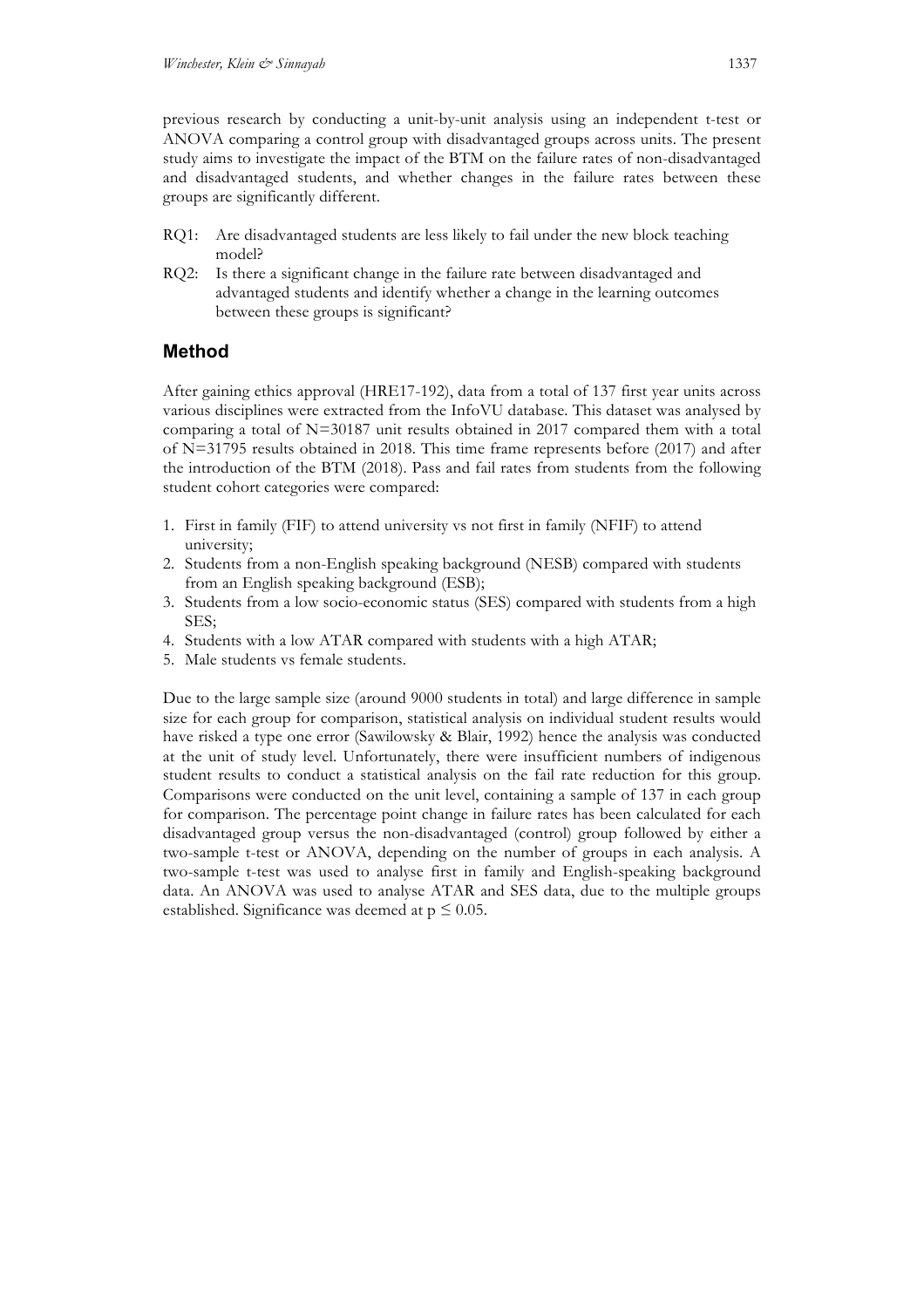previous research by conducting a unit-by-unit analysis using an independent t-test or ANOVA comparing a control group with disadvantaged groups across units. The present study aims to investigate the impact of the BTM on the failure rates of non-disadvantaged and disadvantaged students, and whether changes in the failure rates between these groups are significantly different.

RQ1: Are disadvantaged students are less likely to fail under the new block teaching model?

RQ2: Is there a significant change in the failure rate between disadvantaged and advantaged students and identify whether a change in the learning outcomes between these groups is significant?

## Method

After gaining ethics approval (HRE17-192), data from a total of 137 first year units across various disciplines were extracted from the InfoVU database. This dataset was analysed by comparing a total of N=30187 unit results obtained in 2017 compared them with a total of N=31795 results obtained in 2018. This time frame represents before (2017) and after the introduction of the BTM (2018). Pass and fail rates from students from the following student cohort categories were compared:

1. First in family (FIF) to attend university vs not first in family (NFIF) to attend university;
2. Students from a non-English speaking background (NESB) compared with students from an English speaking background (ESB);
3. Students from a low socio-economic status (SES) compared with students from a high SES;
4. Students with a low ATAR compared with students with a high ATAR;
5. Male students vs female students.

Due to the large sample size (around 9000 students in total) and large difference in sample size for each group for comparison, statistical analysis on individual student results would have risked a type one error (Sawilowsky & Blair, 1992) hence the analysis was conducted at the unit of study level. Unfortunately, there were insufficient numbers of indigenous student results to conduct a statistical analysis on the fail rate reduction for this group. Comparisons were conducted on the unit level, containing a sample of 137 in each group for comparison. The percentage point change in failure rates has been calculated for each disadvantaged group versus the non-disadvantaged (control) group followed by either a two-sample t-test or ANOVA, depending on the number of groups in each analysis. A two-sample t-test was used to analyse first in family and English-speaking background data. An ANOVA was used to analyse ATAR and SES data, due to the multiple groups established. Significance was deemed at $p \leq 0.05$.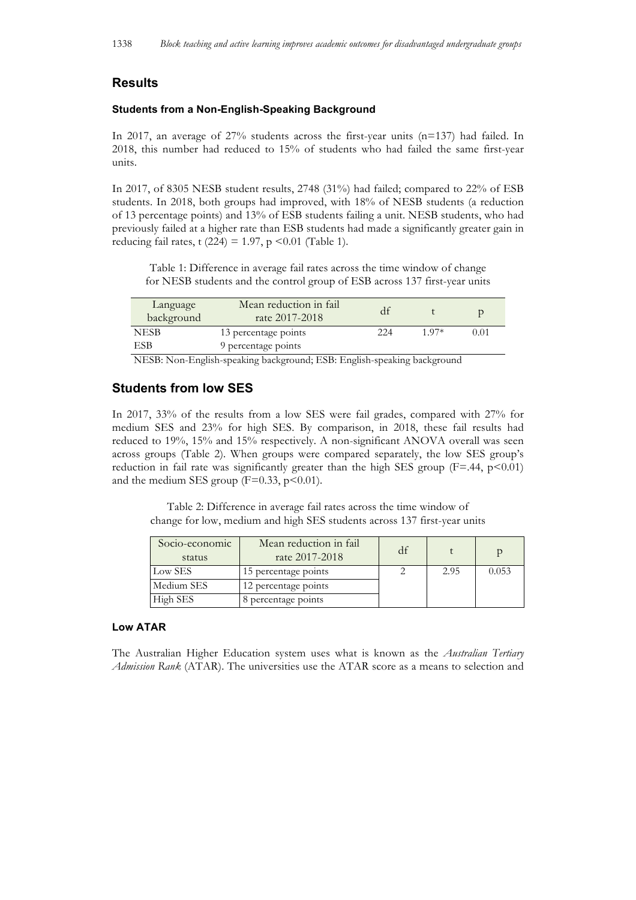## Results

### Students from a Non-English-Speaking Background

In 2017, an average of 27% students across the first-year units (n=137) had failed. In 2018, this number had reduced to 15% of students who had failed the same first-year units.

In 2017, of 8305 NESB student results, 2748 (31%) had failed; compared to 22% of ESB students. In 2018, both groups had improved, with 18% of NESB students (a reduction of 13 percentage points) and 13% of ESB students failing a unit. NESB students, who had previously failed at a higher rate than ESB students had made a significantly greater gain in reducing fail rates, t (224) = 1.97, p <0.01 (Table 1).

Table 1: Difference in average fail rates across the time window of change for NESB students and the control group of ESB across 137 first-year units

| Language background | Mean reduction in fail rate 2017-2018 | df | t | p |
|---|---|---|---|---|
| NESB | 13 percentage points | 224 | 1.97* | 0.01 |
| ESB | 9 percentage points | | | |

NESB: Non-English-speaking background; ESB: English-speaking background

## Students from low SES

In 2017, 33% of the results from a low SES were fail grades, compared with 27% for medium SES and 23% for high SES. By comparison, in 2018, these fail results had reduced to 19%, 15% and 15% respectively. A non-significant ANOVA overall was seen across groups (Table 2). When groups were compared separately, the low SES group's reduction in fail rate was significantly greater than the high SES group (F=.44, p<0.01) and the medium SES group (F=0.33, p<0.01).

Table 2: Difference in average fail rates across the time window of change for low, medium and high SES students across 137 first-year units

| Socio-economic status | Mean reduction in fail rate 2017-2018 | df | t | p |
|---|---|---|---|---|
| Low SES | 15 percentage points | 2 | 2.95 | 0.053 |
| Medium SES | 12 percentage points | | | |
| High SES | 8 percentage points | | | |

### Low ATAR

The Australian Higher Education system uses what is known as the *Australian Tertiary Admission Rank* (ATAR). The universities use the ATAR score as a means to selection and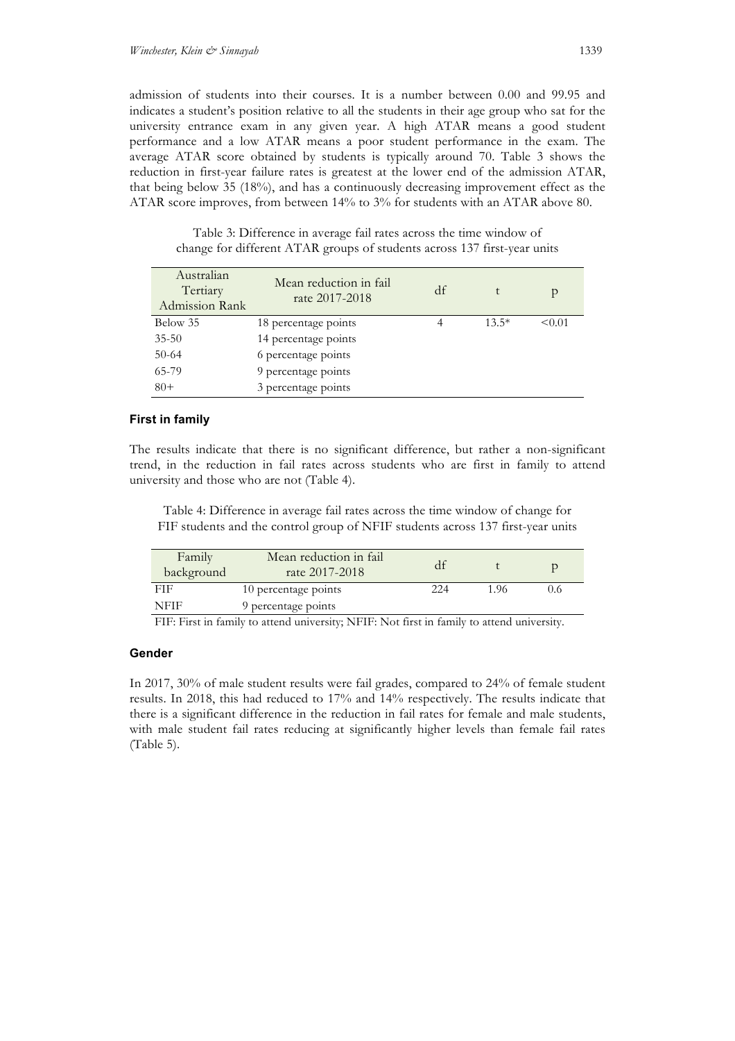admission of students into their courses. It is a number between 0.00 and 99.95 and indicates a student's position relative to all the students in their age group who sat for the university entrance exam in any given year. A high ATAR means a good student performance and a low ATAR means a poor student performance in the exam. The average ATAR score obtained by students is typically around 70. Table 3 shows the reduction in first-year failure rates is greatest at the lower end of the admission ATAR, that being below 35 (18%), and has a continuously decreasing improvement effect as the ATAR score improves, from between 14% to 3% for students with an ATAR above 80.

Table 3: Difference in average fail rates across the time window of change for different ATAR groups of students across 137 first-year units

| Australian Tertiary Admission Rank | Mean reduction in fail rate 2017-2018 | df | t | p |
|---|---|---|---|---|
| Below 35 | 18 percentage points | 4 | 13.5* | <0.01 |
| 35-50 | 14 percentage points | | | |
| 50-64 | 6 percentage points | | | |
| 65-79 | 9 percentage points | | | |
| 80+ | 3 percentage points | | | |

### First in family

The results indicate that there is no significant difference, but rather a non-significant trend, in the reduction in fail rates across students who are first in family to attend university and those who are not (Table 4).

Table 4: Difference in average fail rates across the time window of change for FIF students and the control group of NFIF students across 137 first-year units

| Family background | Mean reduction in fail rate 2017-2018 | df | t | p |
|---|---|---|---|---|
| FIF | 10 percentage points | 224 | 1.96 | 0.6 |
| NFIF | 9 percentage points | | | |

FIF: First in family to attend university; NFIF: Not first in family to attend university.

### Gender

In 2017, 30% of male student results were fail grades, compared to 24% of female student results. In 2018, this had reduced to 17% and 14% respectively. The results indicate that there is a significant difference in the reduction in fail rates for female and male students, with male student fail rates reducing at significantly higher levels than female fail rates (Table 5).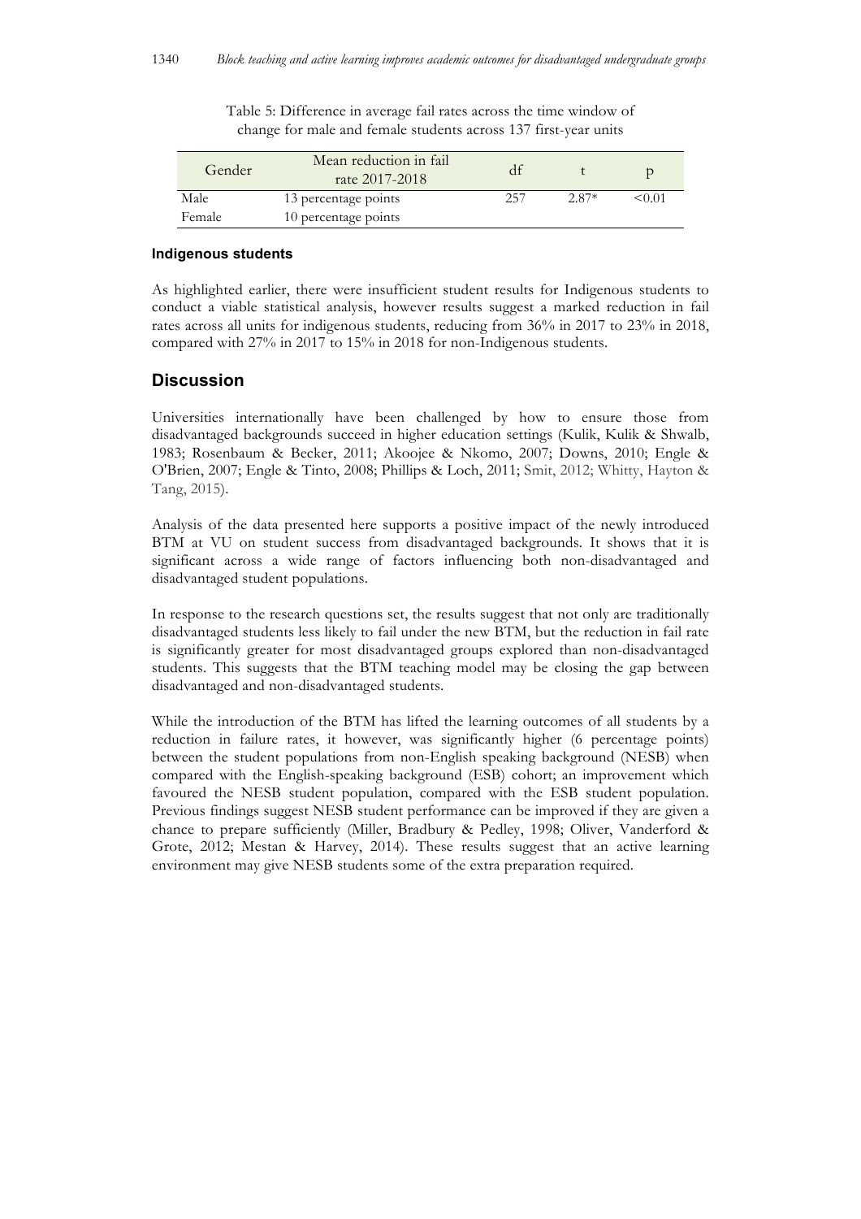Table 5: Difference in average fail rates across the time window of change for male and female students across 137 first-year units

| Gender | Mean reduction in fail rate 2017-2018 | df | t | p |
|---|---|---|---|---|
| Male | 13 percentage points | 257 | 2.87* | <0.01 |
| Female | 10 percentage points | | | |

#### Indigenous students

As highlighted earlier, there were insufficient student results for Indigenous students to conduct a viable statistical analysis, however results suggest a marked reduction in fail rates across all units for indigenous students, reducing from 36% in 2017 to 23% in 2018, compared with 27% in 2017 to 15% in 2018 for non-Indigenous students.

## Discussion

Universities internationally have been challenged by how to ensure those from disadvantaged backgrounds succeed in higher education settings (Kulik, Kulik & Shwalb, 1983; Rosenbaum & Becker, 2011; Akoojee & Nkomo, 2007; Downs, 2010; Engle & O'Brien, 2007; Engle & Tinto, 2008; Phillips & Loch, 2011; Smit, 2012; Whitty, Hayton & Tang, 2015).

Analysis of the data presented here supports a positive impact of the newly introduced BTM at VU on student success from disadvantaged backgrounds. It shows that it is significant across a wide range of factors influencing both non-disadvantaged and disadvantaged student populations.

In response to the research questions set, the results suggest that not only are traditionally disadvantaged students less likely to fail under the new BTM, but the reduction in fail rate is significantly greater for most disadvantaged groups explored than non-disadvantaged students. This suggests that the BTM teaching model may be closing the gap between disadvantaged and non-disadvantaged students.

While the introduction of the BTM has lifted the learning outcomes of all students by a reduction in failure rates, it however, was significantly higher (6 percentage points) between the student populations from non-English speaking background (NESB) when compared with the English-speaking background (ESB) cohort; an improvement which favoured the NESB student population, compared with the ESB student population. Previous findings suggest NESB student performance can be improved if they are given a chance to prepare sufficiently (Miller, Bradbury & Pedley, 1998; Oliver, Vanderford & Grote, 2012; Mestan & Harvey, 2014). These results suggest that an active learning environment may give NESB students some of the extra preparation required.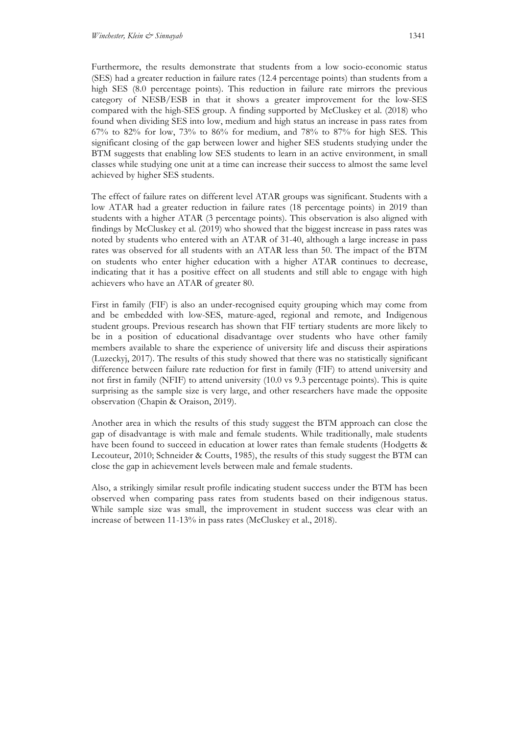Furthermore, the results demonstrate that students from a low socio-economic status (SES) had a greater reduction in failure rates (12.4 percentage points) than students from a high SES (8.0 percentage points). This reduction in failure rate mirrors the previous category of NESB/ESB in that it shows a greater improvement for the low-SES compared with the high-SES group. A finding supported by McCluskey et al. (2018) who found when dividing SES into low, medium and high status an increase in pass rates from 67% to 82% for low, 73% to 86% for medium, and 78% to 87% for high SES. This significant closing of the gap between lower and higher SES students studying under the BTM suggests that enabling low SES students to learn in an active environment, in small classes while studying one unit at a time can increase their success to almost the same level achieved by higher SES students.

The effect of failure rates on different level ATAR groups was significant. Students with a low ATAR had a greater reduction in failure rates (18 percentage points) in 2019 than students with a higher ATAR (3 percentage points). This observation is also aligned with findings by McCluskey et al. (2019) who showed that the biggest increase in pass rates was noted by students who entered with an ATAR of 31-40, although a large increase in pass rates was observed for all students with an ATAR less than 50. The impact of the BTM on students who enter higher education with a higher ATAR continues to decrease, indicating that it has a positive effect on all students and still able to engage with high achievers who have an ATAR of greater 80.

First in family (FIF) is also an under-recognised equity grouping which may come from and be embedded with low-SES, mature-aged, regional and remote, and Indigenous student groups. Previous research has shown that FIF tertiary students are more likely to be in a position of educational disadvantage over students who have other family members available to share the experience of university life and discuss their aspirations (Luzeckyj, 2017). The results of this study showed that there was no statistically significant difference between failure rate reduction for first in family (FIF) to attend university and not first in family (NFIF) to attend university (10.0 vs 9.3 percentage points). This is quite surprising as the sample size is very large, and other researchers have made the opposite observation (Chapin & Oraison, 2019).

Another area in which the results of this study suggest the BTM approach can close the gap of disadvantage is with male and female students. While traditionally, male students have been found to succeed in education at lower rates than female students (Hodgetts & Lecouteur, 2010; Schneider & Coutts, 1985), the results of this study suggest the BTM can close the gap in achievement levels between male and female students.

Also, a strikingly similar result profile indicating student success under the BTM has been observed when comparing pass rates from students based on their indigenous status. While sample size was small, the improvement in student success was clear with an increase of between 11-13% in pass rates (McCluskey et al., 2018).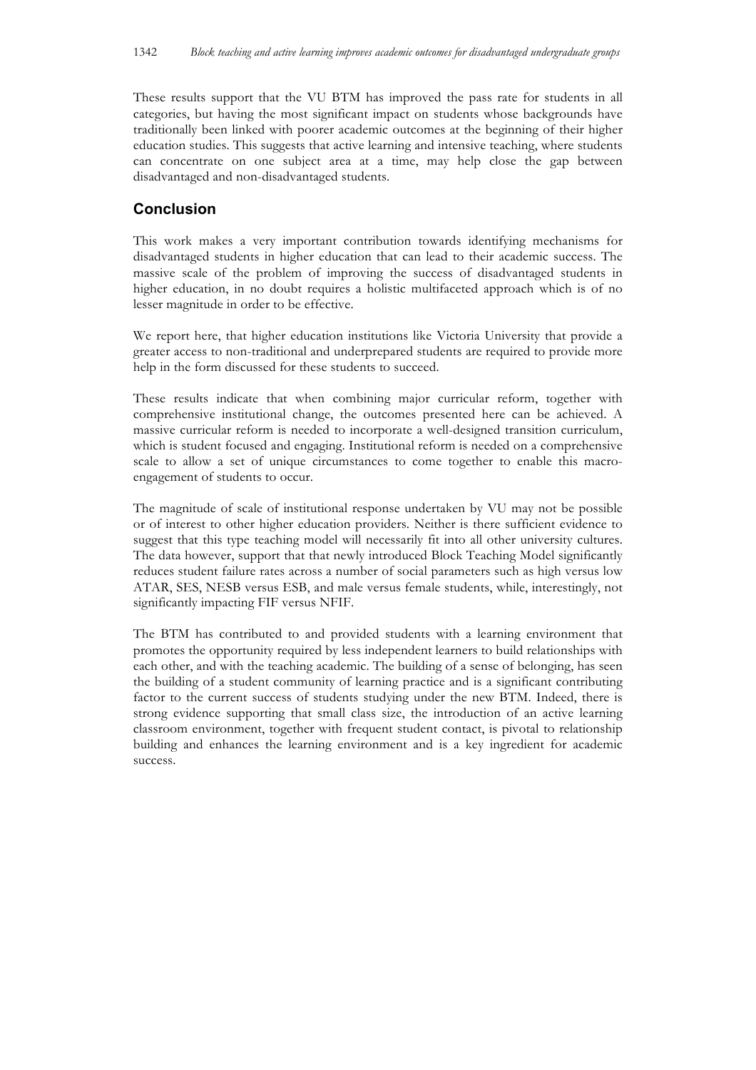These results support that the VU BTM has improved the pass rate for students in all categories, but having the most significant impact on students whose backgrounds have traditionally been linked with poorer academic outcomes at the beginning of their higher education studies. This suggests that active learning and intensive teaching, where students can concentrate on one subject area at a time, may help close the gap between disadvantaged and non-disadvantaged students.

## Conclusion

This work makes a very important contribution towards identifying mechanisms for disadvantaged students in higher education that can lead to their academic success. The massive scale of the problem of improving the success of disadvantaged students in higher education, in no doubt requires a holistic multifaceted approach which is of no lesser magnitude in order to be effective.

We report here, that higher education institutions like Victoria University that provide a greater access to non-traditional and underprepared students are required to provide more help in the form discussed for these students to succeed.

These results indicate that when combining major curricular reform, together with comprehensive institutional change, the outcomes presented here can be achieved. A massive curricular reform is needed to incorporate a well-designed transition curriculum, which is student focused and engaging. Institutional reform is needed on a comprehensive scale to allow a set of unique circumstances to come together to enable this macro-engagement of students to occur.

The magnitude of scale of institutional response undertaken by VU may not be possible or of interest to other higher education providers. Neither is there sufficient evidence to suggest that this type teaching model will necessarily fit into all other university cultures. The data however, support that that newly introduced Block Teaching Model significantly reduces student failure rates across a number of social parameters such as high versus low ATAR, SES, NESB versus ESB, and male versus female students, while, interestingly, not significantly impacting FIF versus NFIF.

The BTM has contributed to and provided students with a learning environment that promotes the opportunity required by less independent learners to build relationships with each other, and with the teaching academic. The building of a sense of belonging, has seen the building of a student community of learning practice and is a significant contributing factor to the current success of students studying under the new BTM. Indeed, there is strong evidence supporting that small class size, the introduction of an active learning classroom environment, together with frequent student contact, is pivotal to relationship building and enhances the learning environment and is a key ingredient for academic success.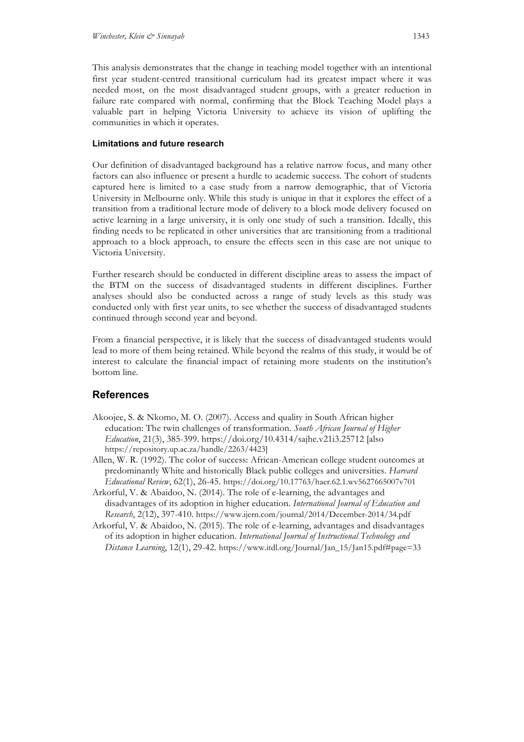This analysis demonstrates that the change in teaching model together with an intentional first year student-centred transitional curriculum had its greatest impact where it was needed most, on the most disadvantaged student groups, with a greater reduction in failure rate compared with normal, confirming that the Block Teaching Model plays a valuable part in helping Victoria University to achieve its vision of uplifting the communities in which it operates.

### Limitations and future research

Our definition of disadvantaged background has a relative narrow focus, and many other factors can also influence or present a hurdle to academic success. The cohort of students captured here is limited to a case study from a narrow demographic, that of Victoria University in Melbourne only. While this study is unique in that it explores the effect of a transition from a traditional lecture mode of delivery to a block mode delivery focused on active learning in a large university, it is only one study of such a transition. Ideally, this finding needs to be replicated in other universities that are transitioning from a traditional approach to a block approach, to ensure the effects seen in this case are not unique to Victoria University.

Further research should be conducted in different discipline areas to assess the impact of the BTM on the success of disadvantaged students in different disciplines. Further analyses should also be conducted across a range of study levels as this study was conducted only with first year units, to see whether the success of disadvantaged students continued through second year and beyond.

From a financial perspective, it is likely that the success of disadvantaged students would lead to more of them being retained. While beyond the realms of this study, it would be of interest to calculate the financial impact of retaining more students on the institution's bottom line.

## References

Akoojee, S. & Nkomo, M. O. (2007). Access and quality in South African higher education: The twin challenges of transformation. *South African Journal of Higher Education*, 21(3), 385-399. https://doi.org/10.4314/sajhe.v21i3.25712 [also https://repository.up.ac.za/handle/2263/4423]

Allen, W. R. (1992). The color of success: African-American college student outcomes at predominantly White and historically Black public colleges and universities. *Harvard Educational Review*, 62(1), 26-45. https://doi.org/10.17763/haer.62.1.wv5627665007v701

Arkorful, V. & Abaidoo, N. (2014). The role of e-learning, the advantages and disadvantages of its adoption in higher education. *International Journal of Education and Research*, 2(12), 397-410. https://www.ijern.com/journal/2014/December-2014/34.pdf

Arkorful, V. & Abaidoo, N. (2015). The role of e-learning, advantages and disadvantages of its adoption in higher education. *International Journal of Instructional Technology and Distance Learning*, 12(1), 29-42. https://www.itdl.org/Journal/Jan_15/Jan15.pdf#page=33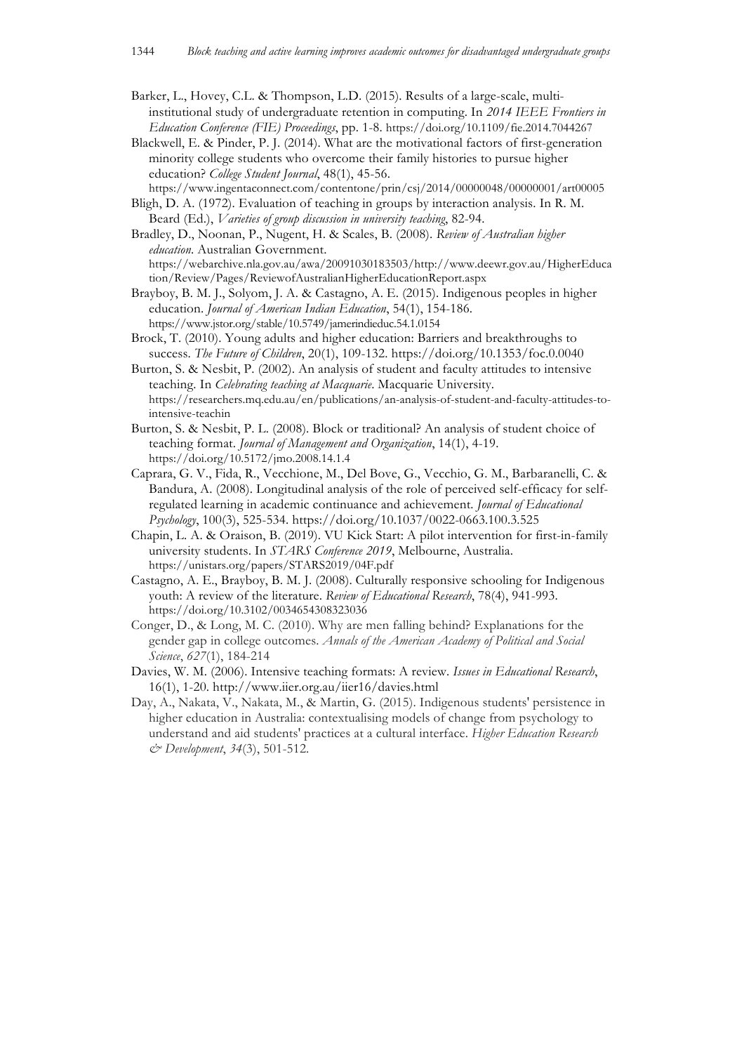Barker, L., Hovey, C.L. & Thompson, L.D. (2015). Results of a large-scale, multi-institutional study of undergraduate retention in computing. In *2014 IEEE Frontiers in Education Conference (FIE) Proceedings*, pp. 1-8. https://doi.org/10.1109/fie.2014.7044267

Blackwell, E. & Pinder, P. J. (2014). What are the motivational factors of first-generation minority college students who overcome their family histories to pursue higher education? *College Student Journal*, 48(1), 45-56. https://www.ingentaconnect.com/contentone/prin/csj/2014/00000048/00000001/art00005

Bligh, D. A. (1972). Evaluation of teaching in groups by interaction analysis. In R. M. Beard (Ed.), *Varieties of group discussion in university teaching*, 82-94.

Bradley, D., Noonan, P., Nugent, H. & Scales, B. (2008). *Review of Australian higher education*. Australian Government. https://webarchive.nla.gov.au/awa/20091030183503/http://www.deewr.gov.au/HigherEducation/Review/Pages/ReviewofAustralianHigherEducationReport.aspx

Brayboy, B. M. J., Solyom, J. A. & Castagno, A. E. (2015). Indigenous peoples in higher education. *Journal of American Indian Education*, 54(1), 154-186. https://www.jstor.org/stable/10.5749/jamerindieduc.54.1.0154

Brock, T. (2010). Young adults and higher education: Barriers and breakthroughs to success. *The Future of Children*, 20(1), 109-132. https://doi.org/10.1353/foc.0.0040

Burton, S. & Nesbit, P. (2002). An analysis of student and faculty attitudes to intensive teaching. In *Celebrating teaching at Macquarie*. Macquarie University. https://researchers.mq.edu.au/en/publications/an-analysis-of-student-and-faculty-attitudes-to-intensive-teachin

Burton, S. & Nesbit, P. L. (2008). Block or traditional? An analysis of student choice of teaching format. *Journal of Management and Organization*, 14(1), 4-19. https://doi.org/10.5172/jmo.2008.14.1.4

Caprara, G. V., Fida, R., Vecchione, M., Del Bove, G., Vecchio, G. M., Barbaranelli, C. & Bandura, A. (2008). Longitudinal analysis of the role of perceived self-efficacy for self-regulated learning in academic continuance and achievement. *Journal of Educational Psychology*, 100(3), 525-534. https://doi.org/10.1037/0022-0663.100.3.525

Chapin, L. A. & Oraison, B. (2019). VU Kick Start: A pilot intervention for first-in-family university students. In *STARS Conference 2019*, Melbourne, Australia. https://unistars.org/papers/STARS2019/04F.pdf

Castagno, A. E., Brayboy, B. M. J. (2008). Culturally responsive schooling for Indigenous youth: A review of the literature. *Review of Educational Research*, 78(4), 941-993. https://doi.org/10.3102/0034654308323036

Conger, D., & Long, M. C. (2010). Why are men falling behind? Explanations for the gender gap in college outcomes. *Annals of the American Academy of Political and Social Science*, *627*(1), 184-214

Davies, W. M. (2006). Intensive teaching formats: A review. *Issues in Educational Research*, 16(1), 1-20. http://www.iier.org.au/iier16/davies.html

Day, A., Nakata, V., Nakata, M., & Martin, G. (2015). Indigenous students' persistence in higher education in Australia: contextualising models of change from psychology to understand and aid students' practices at a cultural interface. *Higher Education Research & Development*, *34*(3), 501-512.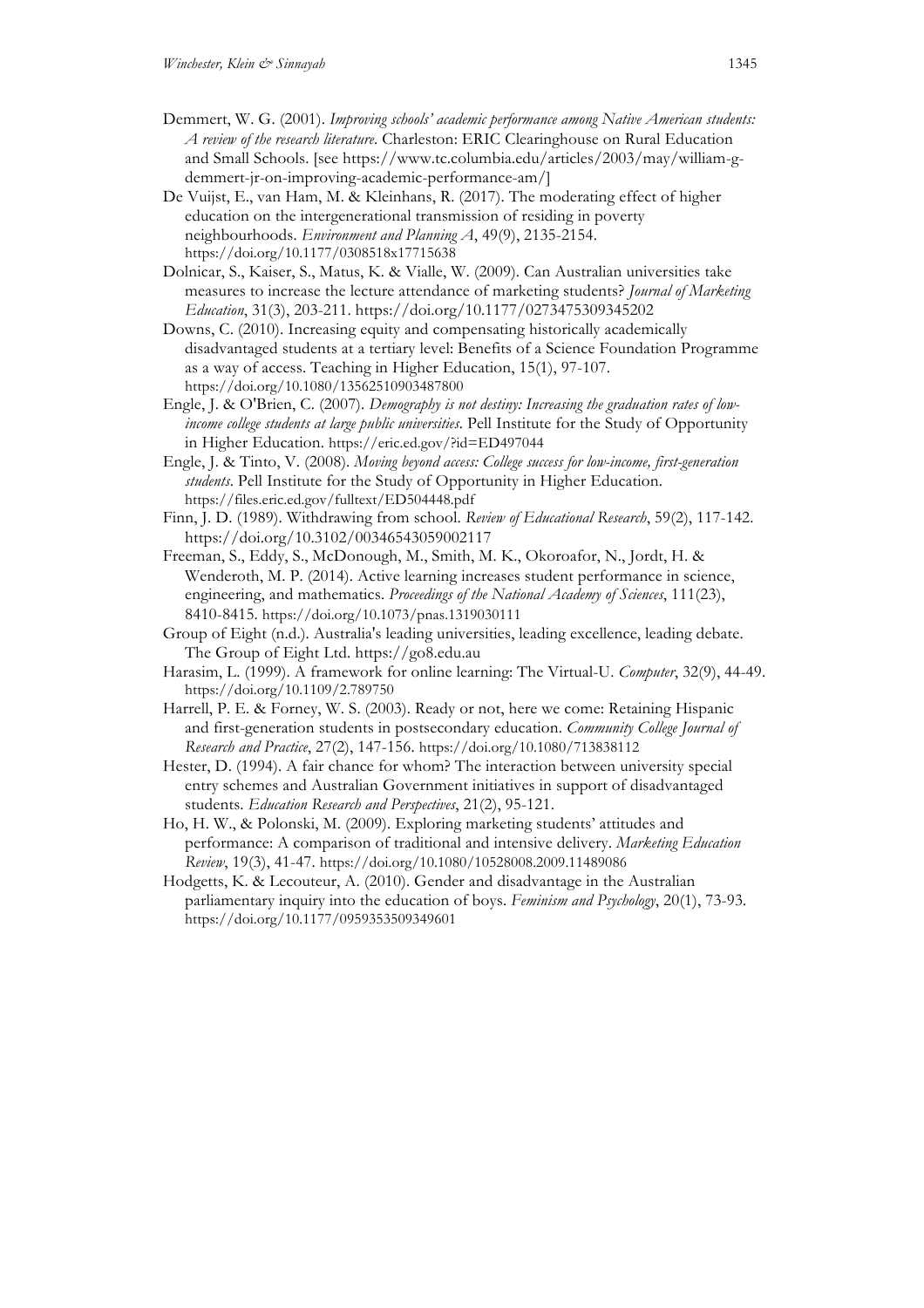Demmert, W. G. (2001). *Improving schools' academic performance among Native American students: A review of the research literature*. Charleston: ERIC Clearinghouse on Rural Education and Small Schools. [see https://www.tc.columbia.edu/articles/2003/may/william-g-demmert-jr-on-improving-academic-performance-am/]

De Vuijst, E., van Ham, M. & Kleinhans, R. (2017). The moderating effect of higher education on the intergenerational transmission of residing in poverty neighbourhoods. *Environment and Planning A*, 49(9), 2135-2154. https://doi.org/10.1177/0308518x17715638

Dolnicar, S., Kaiser, S., Matus, K. & Vialle, W. (2009). Can Australian universities take measures to increase the lecture attendance of marketing students? *Journal of Marketing Education*, 31(3), 203-211. https://doi.org/10.1177/0273475309345202

Downs, C. (2010). Increasing equity and compensating historically academically disadvantaged students at a tertiary level: Benefits of a Science Foundation Programme as a way of access. Teaching in Higher Education, 15(1), 97-107. https://doi.org/10.1080/13562510903487800

Engle, J. & O'Brien, C. (2007). *Demography is not destiny: Increasing the graduation rates of low-income college students at large public universities*. Pell Institute for the Study of Opportunity in Higher Education. https://eric.ed.gov/?id=ED497044

Engle, J. & Tinto, V. (2008). *Moving beyond access: College success for low-income, first-generation students*. Pell Institute for the Study of Opportunity in Higher Education. https://files.eric.ed.gov/fulltext/ED504448.pdf

Finn, J. D. (1989). Withdrawing from school. *Review of Educational Research*, 59(2), 117-142. https://doi.org/10.3102/00346543059002117

Freeman, S., Eddy, S., McDonough, M., Smith, M. K., Okoroafor, N., Jordt, H. & Wenderoth, M. P. (2014). Active learning increases student performance in science, engineering, and mathematics. *Proceedings of the National Academy of Sciences*, 111(23), 8410-8415. https://doi.org/10.1073/pnas.1319030111

Group of Eight (n.d.). Australia's leading universities, leading excellence, leading debate. The Group of Eight Ltd. https://go8.edu.au

Harasim, L. (1999). A framework for online learning: The Virtual-U. *Computer*, 32(9), 44-49. https://doi.org/10.1109/2.789750

Harrell, P. E. & Forney, W. S. (2003). Ready or not, here we come: Retaining Hispanic and first-generation students in postsecondary education. *Community College Journal of Research and Practice*, 27(2), 147-156. https://doi.org/10.1080/713838112

Hester, D. (1994). A fair chance for whom? The interaction between university special entry schemes and Australian Government initiatives in support of disadvantaged students. *Education Research and Perspectives*, 21(2), 95-121.

Ho, H. W., & Polonski, M. (2009). Exploring marketing students' attitudes and performance: A comparison of traditional and intensive delivery. *Marketing Education Review*, 19(3), 41-47. https://doi.org/10.1080/10528008.2009.11489086

Hodgetts, K. & Lecouteur, A. (2010). Gender and disadvantage in the Australian parliamentary inquiry into the education of boys. *Feminism and Psychology*, 20(1), 73-93. https://doi.org/10.1177/0959353509349601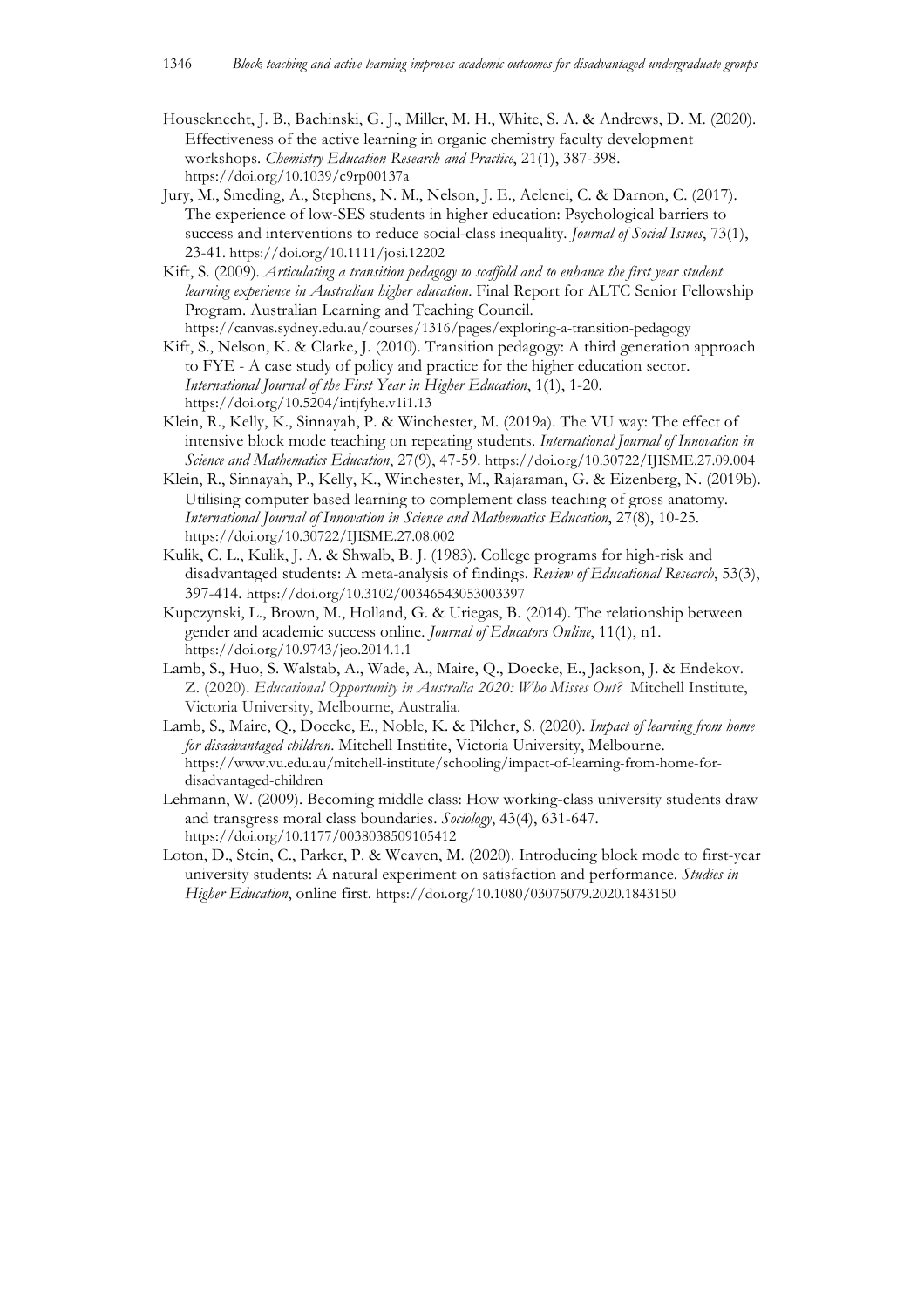Houseknecht, J. B., Bachinski, G. J., Miller, M. H., White, S. A. & Andrews, D. M. (2020). Effectiveness of the active learning in organic chemistry faculty development workshops. *Chemistry Education Research and Practice*, 21(1), 387-398. https://doi.org/10.1039/c9rp00137a

Jury, M., Smeding, A., Stephens, N. M., Nelson, J. E., Aelenei, C. & Darnon, C. (2017). The experience of low-SES students in higher education: Psychological barriers to success and interventions to reduce social-class inequality. *Journal of Social Issues*, 73(1), 23-41. https://doi.org/10.1111/josi.12202

Kift, S. (2009). *Articulating a transition pedagogy to scaffold and to enhance the first year student learning experience in Australian higher education*. Final Report for ALTC Senior Fellowship Program. Australian Learning and Teaching Council. https://canvas.sydney.edu.au/courses/1316/pages/exploring-a-transition-pedagogy

Kift, S., Nelson, K. & Clarke, J. (2010). Transition pedagogy: A third generation approach to FYE - A case study of policy and practice for the higher education sector. *International Journal of the First Year in Higher Education*, 1(1), 1-20. https://doi.org/10.5204/intjfyhe.v1i1.13

Klein, R., Kelly, K., Sinnayah, P. & Winchester, M. (2019a). The VU way: The effect of intensive block mode teaching on repeating students. *International Journal of Innovation in Science and Mathematics Education*, 27(9), 47-59. https://doi.org/10.30722/IJISME.27.09.004

Klein, R., Sinnayah, P., Kelly, K., Winchester, M., Rajaraman, G. & Eizenberg, N. (2019b). Utilising computer based learning to complement class teaching of gross anatomy. *International Journal of Innovation in Science and Mathematics Education*, 27(8), 10-25. https://doi.org/10.30722/IJISME.27.08.002

Kulik, C. L., Kulik, J. A. & Shwalb, B. J. (1983). College programs for high-risk and disadvantaged students: A meta-analysis of findings. *Review of Educational Research*, 53(3), 397-414. https://doi.org/10.3102/00346543053003397

Kupczynski, L., Brown, M., Holland, G. & Uriegas, B. (2014). The relationship between gender and academic success online. *Journal of Educators Online*, 11(1), n1. https://doi.org/10.9743/jeo.2014.1.1

Lamb, S., Huo, S. Walstab, A., Wade, A., Maire, Q., Doecke, E., Jackson, J. & Endekov. Z. (2020). *Educational Opportunity in Australia 2020: Who Misses Out?* Mitchell Institute, Victoria University, Melbourne, Australia.

Lamb, S., Maire, Q., Doecke, E., Noble, K. & Pilcher, S. (2020). *Impact of learning from home for disadvantaged children*. Mitchell Institite, Victoria University, Melbourne. https://www.vu.edu.au/mitchell-institute/schooling/impact-of-learning-from-home-for-disadvantaged-children

Lehmann, W. (2009). Becoming middle class: How working-class university students draw and transgress moral class boundaries. *Sociology*, 43(4), 631-647. https://doi.org/10.1177/0038038509105412

Loton, D., Stein, C., Parker, P. & Weaven, M. (2020). Introducing block mode to first-year university students: A natural experiment on satisfaction and performance. *Studies in Higher Education*, online first. https://doi.org/10.1080/03075079.2020.1843150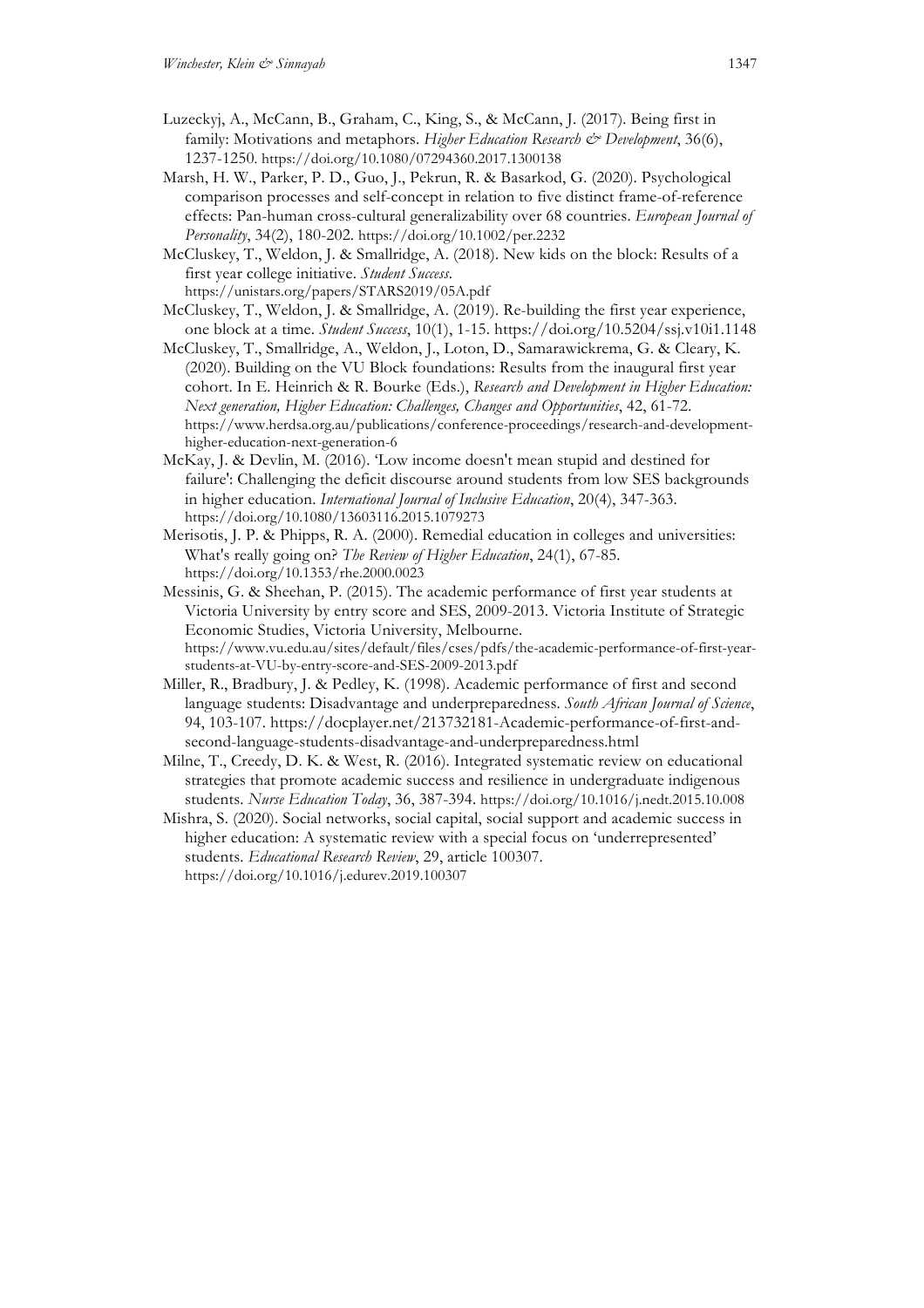Luzeckyj, A., McCann, B., Graham, C., King, S., & McCann, J. (2017). Being first in family: Motivations and metaphors. *Higher Education Research & Development*, 36(6), 1237-1250. https://doi.org/10.1080/07294360.2017.1300138

Marsh, H. W., Parker, P. D., Guo, J., Pekrun, R. & Basarkod, G. (2020). Psychological comparison processes and self-concept in relation to five distinct frame-of-reference effects: Pan-human cross-cultural generalizability over 68 countries. *European Journal of Personality*, 34(2), 180-202. https://doi.org/10.1002/per.2232

McCluskey, T., Weldon, J. & Smallridge, A. (2018). New kids on the block: Results of a first year college initiative. *Student Success*. https://unistars.org/papers/STARS2019/05A.pdf

McCluskey, T., Weldon, J. & Smallridge, A. (2019). Re-building the first year experience, one block at a time. *Student Success*, 10(1), 1-15. https://doi.org/10.5204/ssj.v10i1.1148

McCluskey, T., Smallridge, A., Weldon, J., Loton, D., Samarawickrema, G. & Cleary, K. (2020). Building on the VU Block foundations: Results from the inaugural first year cohort. In E. Heinrich & R. Bourke (Eds.), *Research and Development in Higher Education: Next generation, Higher Education: Challenges, Changes and Opportunities*, 42, 61-72. https://www.herdsa.org.au/publications/conference-proceedings/research-and-development-higher-education-next-generation-6

McKay, J. & Devlin, M. (2016). 'Low income doesn't mean stupid and destined for failure': Challenging the deficit discourse around students from low SES backgrounds in higher education. *International Journal of Inclusive Education*, 20(4), 347-363. https://doi.org/10.1080/13603116.2015.1079273

Merisotis, J. P. & Phipps, R. A. (2000). Remedial education in colleges and universities: What's really going on? *The Review of Higher Education*, 24(1), 67-85. https://doi.org/10.1353/rhe.2000.0023

Messinis, G. & Sheehan, P. (2015). The academic performance of first year students at Victoria University by entry score and SES, 2009-2013. Victoria Institute of Strategic Economic Studies, Victoria University, Melbourne. https://www.vu.edu.au/sites/default/files/cses/pdfs/the-academic-performance-of-first-year-students-at-VU-by-entry-score-and-SES-2009-2013.pdf

Miller, R., Bradbury, J. & Pedley, K. (1998). Academic performance of first and second language students: Disadvantage and underpreparedness. *South African Journal of Science*, 94, 103-107. https://docplayer.net/213732181-Academic-performance-of-first-and-second-language-students-disadvantage-and-underpreparedness.html

Milne, T., Creedy, D. K. & West, R. (2016). Integrated systematic review on educational strategies that promote academic success and resilience in undergraduate indigenous students. *Nurse Education Today*, 36, 387-394. https://doi.org/10.1016/j.nedt.2015.10.008

Mishra, S. (2020). Social networks, social capital, social support and academic success in higher education: A systematic review with a special focus on 'underrepresented' students. *Educational Research Review*, 29, article 100307. https://doi.org/10.1016/j.edurev.2019.100307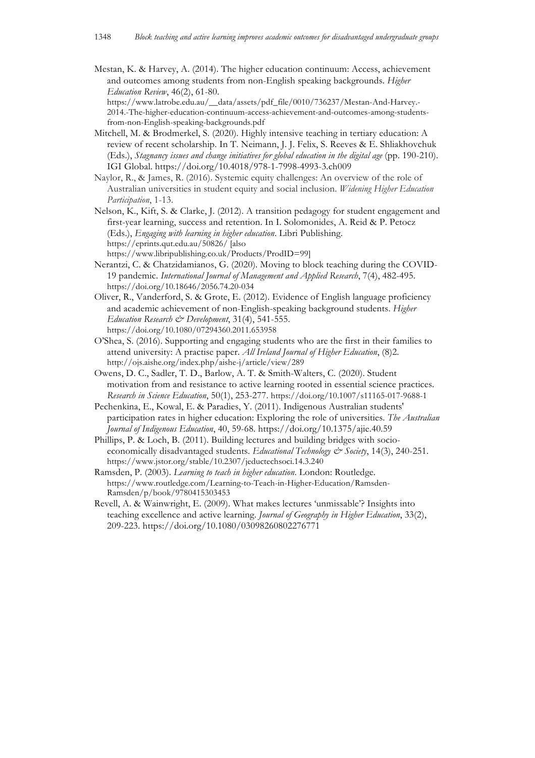Mestan, K. & Harvey, A. (2014). The higher education continuum: Access, achievement and outcomes among students from non-English speaking backgrounds. *Higher Education Review*, 46(2), 61-80. https://www.latrobe.edu.au/__data/assets/pdf_file/0010/736237/Mestan-And-Harvey.-2014.-The-higher-education-continuum-access-achievement-and-outcomes-among-students-from-non-English-speaking-backgrounds.pdf

Mitchell, M. & Brodmerkel, S. (2020). Highly intensive teaching in tertiary education: A review of recent scholarship. In T. Neimann, J. J. Felix, S. Reeves & E. Shliakhovchuk (Eds.), *Stagnancy issues and change initiatives for global education in the digital age* (pp. 190-210). IGI Global. https://doi.org/10.4018/978-1-7998-4993-3.ch009

Naylor, R., & James, R. (2016). Systemic equity challenges: An overview of the role of Australian universities in student equity and social inclusion. *Widening Higher Education Participation*, 1-13.

Nelson, K., Kift, S. & Clarke, J. (2012). A transition pedagogy for student engagement and first-year learning, success and retention. In I. Solomonides, A. Reid & P. Petocz (Eds.), *Engaging with learning in higher education*. Libri Publishing. https://eprints.qut.edu.au/50826/ [also https://www.libripublishing.co.uk/Products/ProdID=99]

Nerantzi, C. & Chatzidamianos, G. (2020). Moving to block teaching during the COVID-19 pandemic. *International Journal of Management and Applied Research*, 7(4), 482-495. https://doi.org/10.18646/2056.74.20-034

Oliver, R., Vanderford, S. & Grote, E. (2012). Evidence of English language proficiency and academic achievement of non-English-speaking background students. *Higher Education Research & Development*, 31(4), 541-555. https://doi.org/10.1080/07294360.2011.653958

O'Shea, S. (2016). Supporting and engaging students who are the first in their families to attend university: A practise paper. *All Ireland Journal of Higher Education*, (8)2. http://ojs.aishe.org/index.php/aishe-j/article/view/289

Owens, D. C., Sadler, T. D., Barlow, A. T. & Smith-Walters, C. (2020). Student motivation from and resistance to active learning rooted in essential science practices. *Research in Science Education*, 50(1), 253-277. https://doi.org/10.1007/s11165-017-9688-1

Pechenkina, E., Kowal, E. & Paradies, Y. (2011). Indigenous Australian students' participation rates in higher education: Exploring the role of universities. *The Australian Journal of Indigenous Education*, 40, 59-68. https://doi.org/10.1375/ajie.40.59

Phillips, P. & Loch, B. (2011). Building lectures and building bridges with socio-economically disadvantaged students. *Educational Technology & Society*, 14(3), 240-251. https://www.jstor.org/stable/10.2307/jeductechsoci.14.3.240

Ramsden, P. (2003). *Learning to teach in higher education*. London: Routledge. https://www.routledge.com/Learning-to-Teach-in-Higher-Education/Ramsden-Ramsden/p/book/9780415303453

Revell, A. & Wainwright, E. (2009). What makes lectures 'unmissable'? Insights into teaching excellence and active learning. *Journal of Geography in Higher Education*, 33(2), 209-223. https://doi.org/10.1080/03098260802276771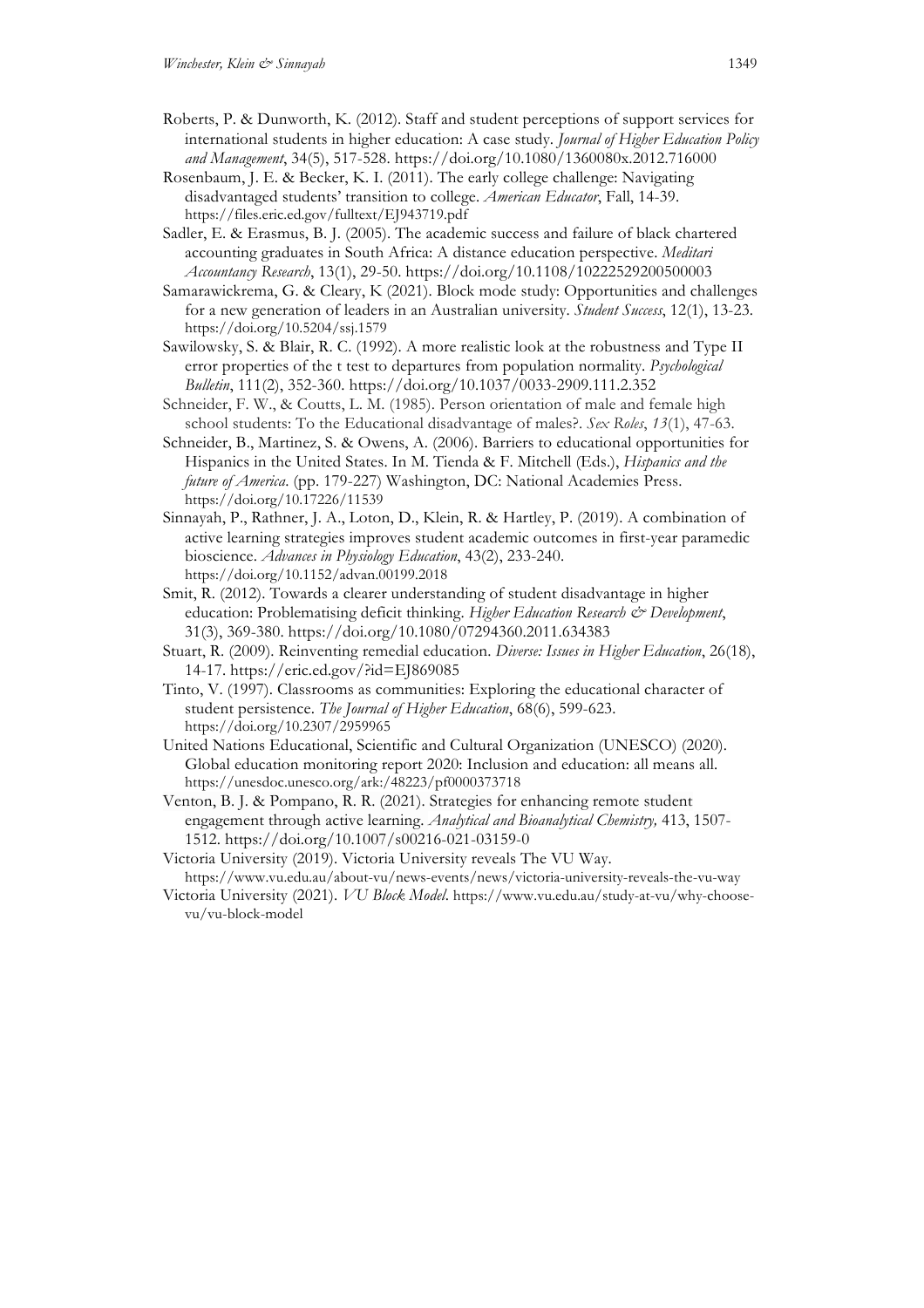Roberts, P. & Dunworth, K. (2012). Staff and student perceptions of support services for international students in higher education: A case study. *Journal of Higher Education Policy and Management*, 34(5), 517-528. https://doi.org/10.1080/1360080x.2012.716000

Rosenbaum, J. E. & Becker, K. I. (2011). The early college challenge: Navigating disadvantaged students' transition to college. *American Educator*, Fall, 14-39. https://files.eric.ed.gov/fulltext/EJ943719.pdf

Sadler, E. & Erasmus, B. J. (2005). The academic success and failure of black chartered accounting graduates in South Africa: A distance education perspective. *Meditari Accountancy Research*, 13(1), 29-50. https://doi.org/10.1108/10222529200500003

Samarawickrema, G. & Cleary, K (2021). Block mode study: Opportunities and challenges for a new generation of leaders in an Australian university. *Student Success*, 12(1), 13-23. https://doi.org/10.5204/ssj.1579

Sawilowsky, S. & Blair, R. C. (1992). A more realistic look at the robustness and Type II error properties of the t test to departures from population normality. *Psychological Bulletin*, 111(2), 352-360. https://doi.org/10.1037/0033-2909.111.2.352

Schneider, F. W., & Coutts, L. M. (1985). Person orientation of male and female high school students: To the Educational disadvantage of males?. *Sex Roles*, *13*(1), 47-63.

Schneider, B., Martinez, S. & Owens, A. (2006). Barriers to educational opportunities for Hispanics in the United States. In M. Tienda & F. Mitchell (Eds.), *Hispanics and the future of America*. (pp. 179-227) Washington, DC: National Academies Press. https://doi.org/10.17226/11539

Sinnayah, P., Rathner, J. A., Loton, D., Klein, R. & Hartley, P. (2019). A combination of active learning strategies improves student academic outcomes in first-year paramedic bioscience. *Advances in Physiology Education*, 43(2), 233-240. https://doi.org/10.1152/advan.00199.2018

Smit, R. (2012). Towards a clearer understanding of student disadvantage in higher education: Problematising deficit thinking. *Higher Education Research & Development*, 31(3), 369-380. https://doi.org/10.1080/07294360.2011.634383

Stuart, R. (2009). Reinventing remedial education. *Diverse: Issues in Higher Education*, 26(18), 14-17. https://eric.ed.gov/?id=EJ869085

Tinto, V. (1997). Classrooms as communities: Exploring the educational character of student persistence. *The Journal of Higher Education*, 68(6), 599-623. https://doi.org/10.2307/2959965

United Nations Educational, Scientific and Cultural Organization (UNESCO) (2020). Global education monitoring report 2020: Inclusion and education: all means all. https://unesdoc.unesco.org/ark:/48223/pf0000373718

Venton, B. J. & Pompano, R. R. (2021). Strategies for enhancing remote student engagement through active learning. *Analytical and Bioanalytical Chemistry,* 413, 1507-1512. https://doi.org/10.1007/s00216-021-03159-0

Victoria University (2019). Victoria University reveals The VU Way. https://www.vu.edu.au/about-vu/news-events/news/victoria-university-reveals-the-vu-way

Victoria University (2021). *VU Block Model*. https://www.vu.edu.au/study-at-vu/why-choose-vu/vu-block-model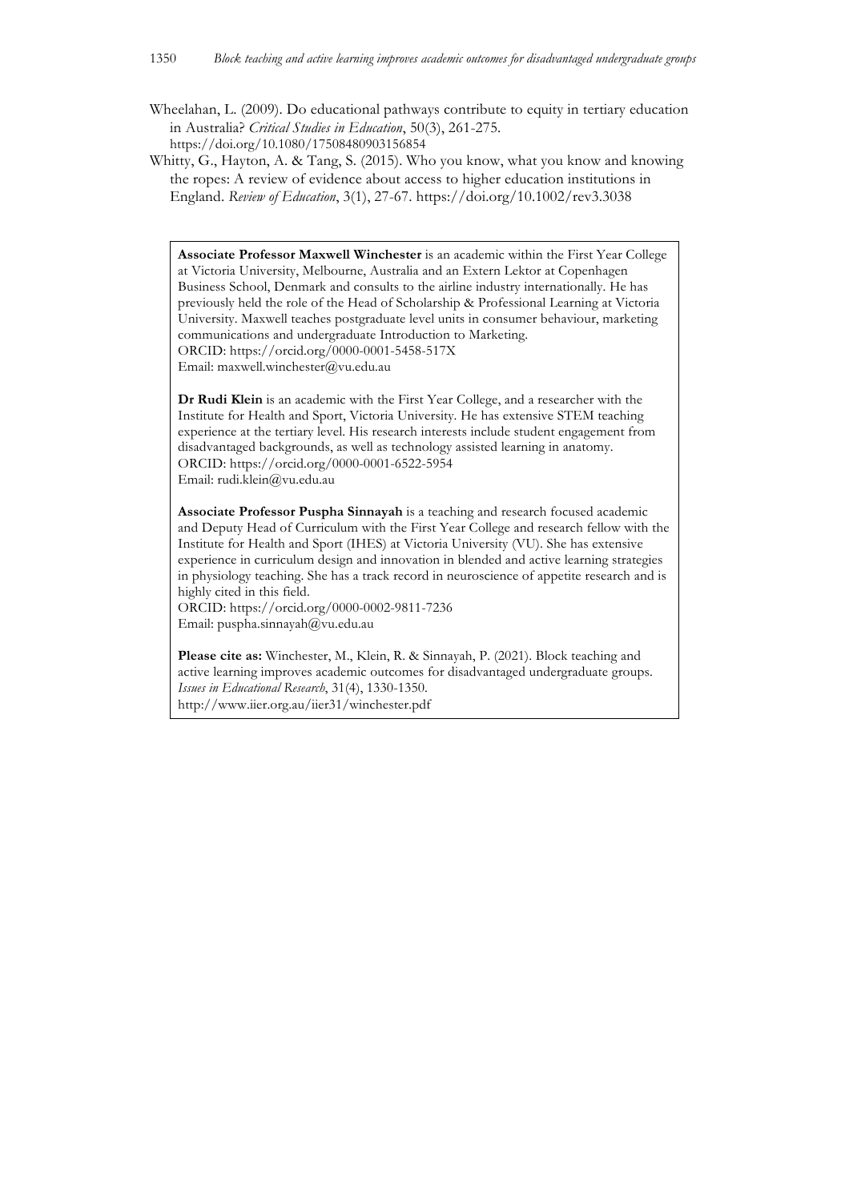Wheelahan, L. (2009). Do educational pathways contribute to equity in tertiary education in Australia? *Critical Studies in Education*, 50(3), 261-275. https://doi.org/10.1080/17508480903156854

Whitty, G., Hayton, A. & Tang, S. (2015). Who you know, what you know and knowing the ropes: A review of evidence about access to higher education institutions in England. *Review of Education*, 3(1), 27-67. https://doi.org/10.1002/rev3.3038

**Associate Professor Maxwell Winchester** is an academic within the First Year College at Victoria University, Melbourne, Australia and an Extern Lektor at Copenhagen Business School, Denmark and consults to the airline industry internationally. He has previously held the role of the Head of Scholarship & Professional Learning at Victoria University. Maxwell teaches postgraduate level units in consumer behaviour, marketing communications and undergraduate Introduction to Marketing.
ORCID: https://orcid.org/0000-0001-5458-517X
Email: maxwell.winchester@vu.edu.au

**Dr Rudi Klein** is an academic with the First Year College, and a researcher with the Institute for Health and Sport, Victoria University. He has extensive STEM teaching experience at the tertiary level. His research interests include student engagement from disadvantaged backgrounds, as well as technology assisted learning in anatomy.
ORCID: https://orcid.org/0000-0001-6522-5954
Email: rudi.klein@vu.edu.au

**Associate Professor Puspha Sinnayah** is a teaching and research focused academic and Deputy Head of Curriculum with the First Year College and research fellow with the Institute for Health and Sport (IHES) at Victoria University (VU). She has extensive experience in curriculum design and innovation in blended and active learning strategies in physiology teaching. She has a track record in neuroscience of appetite research and is highly cited in this field.
ORCID: https://orcid.org/0000-0002-9811-7236
Email: puspha.sinnayah@vu.edu.au

**Please cite as:** Winchester, M., Klein, R. & Sinnayah, P. (2021). Block teaching and active learning improves academic outcomes for disadvantaged undergraduate groups. *Issues in Educational Research*, 31(4), 1330-1350. http://www.iier.org.au/iier31/winchester.pdf